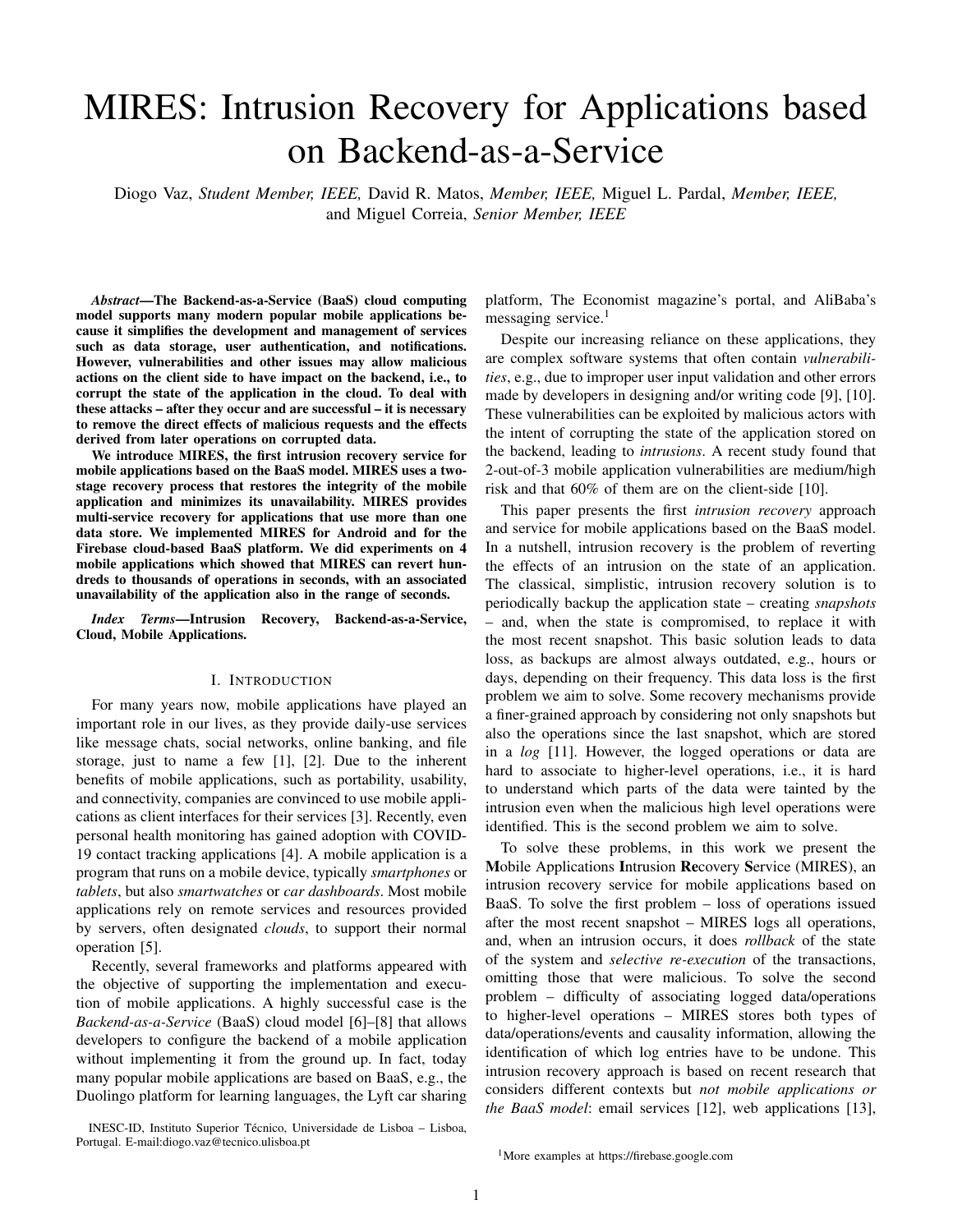# MIRES: Intrusion Recovery for Applications based on Backend-as-a-Service

Diogo Vaz, *Student Member, IEEE,* David R. Matos, *Member, IEEE,* Miguel L. Pardal, *Member, IEEE,* and Miguel Correia, *Senior Member, IEEE*

***Abstract*—The Backend-as-a-Service (BaaS) cloud computing model supports many modern popular mobile applications because it simplifies the development and management of services such as data storage, user authentication, and notifications. However, vulnerabilities and other issues may allow malicious actions on the client side to have impact on the backend, i.e., to corrupt the state of the application in the cloud. To deal with these attacks – after they occur and are successful – it is necessary to remove the direct effects of malicious requests and the effects derived from later operations on corrupted data.**

**We introduce MIRES, the first intrusion recovery service for mobile applications based on the BaaS model. MIRES uses a two-stage recovery process that restores the integrity of the mobile application and minimizes its unavailability. MIRES provides multi-service recovery for applications that use more than one data store. We implemented MIRES for Android and for the Firebase cloud-based BaaS platform. We did experiments on 4 mobile applications which showed that MIRES can revert hundreds to thousands of operations in seconds, with an associated unavailability of the application also in the range of seconds.**

***Index Terms*—Intrusion Recovery, Backend-as-a-Service, Cloud, Mobile Applications.**

## I. Introduction

For many years now, mobile applications have played an important role in our lives, as they provide daily-use services like message chats, social networks, online banking, and file storage, just to name a few [1], [2]. Due to the inherent benefits of mobile applications, such as portability, usability, and connectivity, companies are convinced to use mobile applications as client interfaces for their services [3]. Recently, even personal health monitoring has gained adoption with COVID-19 contact tracking applications [4]. A mobile application is a program that runs on a mobile device, typically *smartphones* or *tablets*, but also *smartwatches* or *car dashboards*. Most mobile applications rely on remote services and resources provided by servers, often designated *clouds*, to support their normal operation [5].

Recently, several frameworks and platforms appeared with the objective of supporting the implementation and execution of mobile applications. A highly successful case is the *Backend-as-a-Service* (BaaS) cloud model [6]–[8] that allows developers to configure the backend of a mobile application without implementing it from the ground up. In fact, today many popular mobile applications are based on BaaS, e.g., the Duolingo platform for learning languages, the Lyft car sharing platform, The Economist magazine's portal, and AliBaba's messaging service.[1]

Despite our increasing reliance on these applications, they are complex software systems that often contain *vulnerabilities*, e.g., due to improper user input validation and other errors made by developers in designing and/or writing code [9], [10]. These vulnerabilities can be exploited by malicious actors with the intent of corrupting the state of the application stored on the backend, leading to *intrusions*. A recent study found that 2-out-of-3 mobile application vulnerabilities are medium/high risk and that 60% of them are on the client-side [10].

This paper presents the first *intrusion recovery* approach and service for mobile applications based on the BaaS model. In a nutshell, intrusion recovery is the problem of reverting the effects of an intrusion on the state of an application. The classical, simplistic, intrusion recovery solution is to periodically backup the application state – creating *snapshots* – and, when the state is compromised, to replace it with the most recent snapshot. This basic solution leads to data loss, as backups are almost always outdated, e.g., hours or days, depending on their frequency. This data loss is the first problem we aim to solve. Some recovery mechanisms provide a finer-grained approach by considering not only snapshots but also the operations since the last snapshot, which are stored in a *log* [11]. However, the logged operations or data are hard to associate to higher-level operations, i.e., it is hard to understand which parts of the data were tainted by the intrusion even when the malicious high level operations were identified. This is the second problem we aim to solve.

To solve these problems, in this work we present the **M**obile Applications **I**ntrusion **Re**covery **S**ervice (MIRES), an intrusion recovery service for mobile applications based on BaaS. To solve the first problem – loss of operations issued after the most recent snapshot – MIRES logs all operations, and, when an intrusion occurs, it does *rollback* of the state of the system and *selective re-execution* of the transactions, omitting those that were malicious. To solve the second problem – difficulty of associating logged data/operations to higher-level operations – MIRES stores both types of data/operations/events and causality information, allowing the identification of which log entries have to be undone. This intrusion recovery approach is based on recent research that considers different contexts but *not mobile applications or the BaaS model*: email services [12], web applications [13],

INESC-ID, Instituto Superior Técnico, Universidade de Lisboa – Lisboa, Portugal. E-mail:diogo.vaz@tecnico.ulisboa.pt

[1]More examples at https://firebase.google.com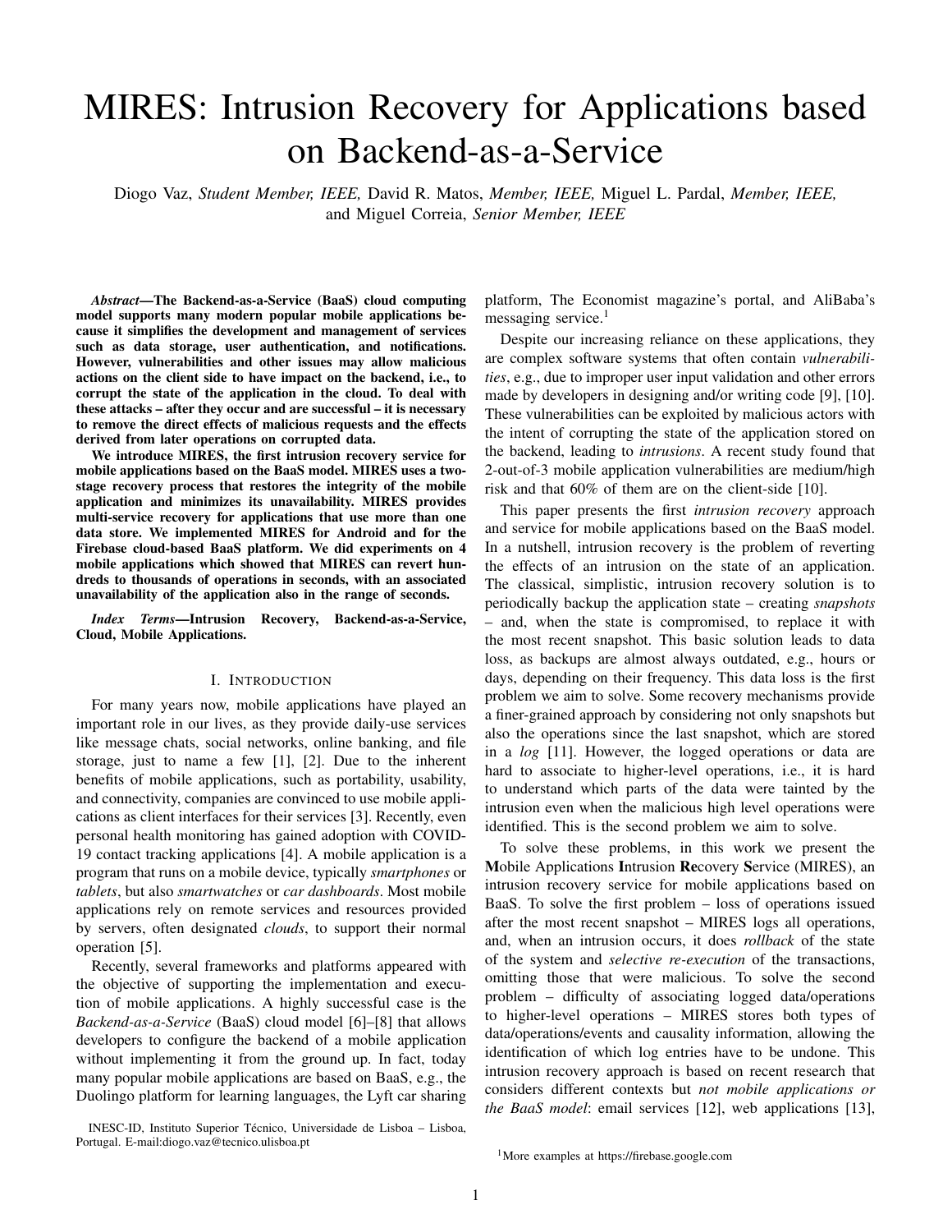# MIRES: Intrusion Recovery for Applications based on Backend-as-a-Service

Diogo Vaz, *Student Member, IEEE,* David R. Matos, *Member, IEEE,* Miguel L. Pardal, *Member, IEEE,* and Miguel Correia, *Senior Member, IEEE*

***Abstract*—The Backend-as-a-Service (BaaS) cloud computing model supports many modern popular mobile applications because it simplifies the development and management of services such as data storage, user authentication, and notifications. However, vulnerabilities and other issues may allow malicious actions on the client side to have impact on the backend, i.e., to corrupt the state of the application in the cloud. To deal with these attacks – after they occur and are successful – it is necessary to remove the direct effects of malicious requests and the effects derived from later operations on corrupted data.**

**We introduce MIRES, the first intrusion recovery service for mobile applications based on the BaaS model. MIRES uses a two-stage recovery process that restores the integrity of the mobile application and minimizes its unavailability. MIRES provides multi-service recovery for applications that use more than one data store. We implemented MIRES for Android and for the Firebase cloud-based BaaS platform. We did experiments on 4 mobile applications which showed that MIRES can revert hundreds to thousands of operations in seconds, with an associated unavailability of the application also in the range of seconds.**

***Index Terms*—Intrusion Recovery, Backend-as-a-Service, Cloud, Mobile Applications.**

## I. Introduction

For many years now, mobile applications have played an important role in our lives, as they provide daily-use services like message chats, social networks, online banking, and file storage, just to name a few [1], [2]. Due to the inherent benefits of mobile applications, such as portability, usability, and connectivity, companies are convinced to use mobile applications as client interfaces for their services [3]. Recently, even personal health monitoring has gained adoption with COVID-19 contact tracking applications [4]. A mobile application is a program that runs on a mobile device, typically *smartphones* or *tablets*, but also *smartwatches* or *car dashboards*. Most mobile applications rely on remote services and resources provided by servers, often designated *clouds*, to support their normal operation [5].

Recently, several frameworks and platforms appeared with the objective of supporting the implementation and execution of mobile applications. A highly successful case is the *Backend-as-a-Service* (BaaS) cloud model [6]–[8] that allows developers to configure the backend of a mobile application without implementing it from the ground up. In fact, today many popular mobile applications are based on BaaS, e.g., the Duolingo platform for learning languages, the Lyft car sharing platform, The Economist magazine's portal, and AliBaba's messaging service.[1]

Despite our increasing reliance on these applications, they are complex software systems that often contain *vulnerabilities*, e.g., due to improper user input validation and other errors made by developers in designing and/or writing code [9], [10]. These vulnerabilities can be exploited by malicious actors with the intent of corrupting the state of the application stored on the backend, leading to *intrusions*. A recent study found that 2-out-of-3 mobile application vulnerabilities are medium/high risk and that 60% of them are on the client-side [10].

This paper presents the first *intrusion recovery* approach and service for mobile applications based on the BaaS model. In a nutshell, intrusion recovery is the problem of reverting the effects of an intrusion on the state of an application. The classical, simplistic, intrusion recovery solution is to periodically backup the application state – creating *snapshots* – and, when the state is compromised, to replace it with the most recent snapshot. This basic solution leads to data loss, as backups are almost always outdated, e.g., hours or days, depending on their frequency. This data loss is the first problem we aim to solve. Some recovery mechanisms provide a finer-grained approach by considering not only snapshots but also the operations since the last snapshot, which are stored in a *log* [11]. However, the logged operations or data are hard to associate to higher-level operations, i.e., it is hard to understand which parts of the data were tainted by the intrusion even when the malicious high level operations were identified. This is the second problem we aim to solve.

To solve these problems, in this work we present the **M**obile Applications **I**ntrusion **Re**covery **S**ervice (MIRES), an intrusion recovery service for mobile applications based on BaaS. To solve the first problem – loss of operations issued after the most recent snapshot – MIRES logs all operations, and, when an intrusion occurs, it does *rollback* of the state of the system and *selective re-execution* of the transactions, omitting those that were malicious. To solve the second problem – difficulty of associating logged data/operations to higher-level operations – MIRES stores both types of data/operations/events and causality information, allowing the identification of which log entries have to be undone. This intrusion recovery approach is based on recent research that considers different contexts but *not mobile applications or the BaaS model*: email services [12], web applications [13],

INESC-ID, Instituto Superior Técnico, Universidade de Lisboa – Lisboa, Portugal. E-mail:diogo.vaz@tecnico.ulisboa.pt

[1] More examples at https://firebase.google.com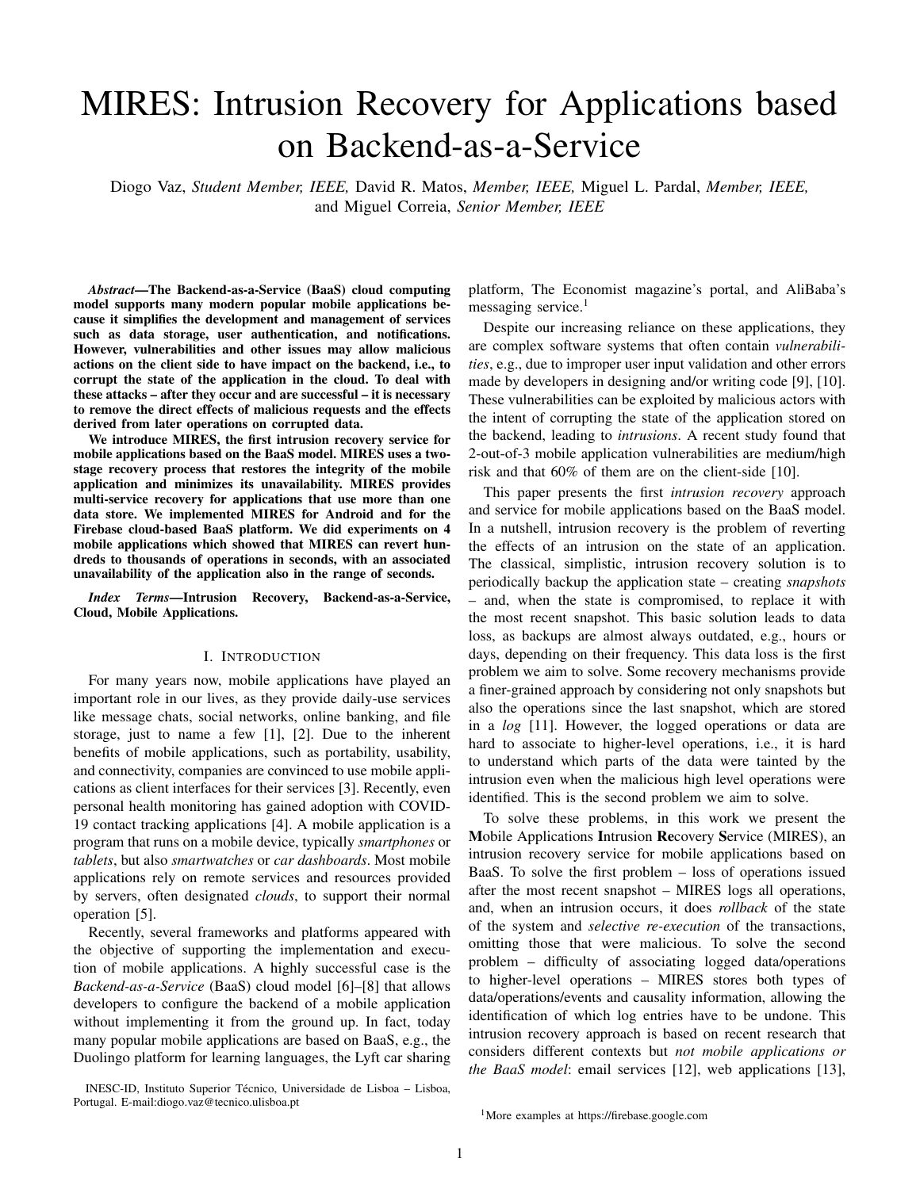# MIRES: Intrusion Recovery for Applications based on Backend-as-a-Service

Diogo Vaz, *Student Member, IEEE,* David R. Matos, *Member, IEEE,* Miguel L. Pardal, *Member, IEEE,* and Miguel Correia, *Senior Member, IEEE*

***Abstract*—The Backend-as-a-Service (BaaS) cloud computing model supports many modern popular mobile applications because it simplifies the development and management of services such as data storage, user authentication, and notifications. However, vulnerabilities and other issues may allow malicious actions on the client side to have impact on the backend, i.e., to corrupt the state of the application in the cloud. To deal with these attacks – after they occur and are successful – it is necessary to remove the direct effects of malicious requests and the effects derived from later operations on corrupted data.**

**We introduce MIRES, the first intrusion recovery service for mobile applications based on the BaaS model. MIRES uses a two-stage recovery process that restores the integrity of the mobile application and minimizes its unavailability. MIRES provides multi-service recovery for applications that use more than one data store. We implemented MIRES for Android and for the Firebase cloud-based BaaS platform. We did experiments on 4 mobile applications which showed that MIRES can revert hundreds to thousands of operations in seconds, with an associated unavailability of the application also in the range of seconds.**

***Index Terms*—Intrusion Recovery, Backend-as-a-Service, Cloud, Mobile Applications.**

## I. Introduction

For many years now, mobile applications have played an important role in our lives, as they provide daily-use services like message chats, social networks, online banking, and file storage, just to name a few [1], [2]. Due to the inherent benefits of mobile applications, such as portability, usability, and connectivity, companies are convinced to use mobile applications as client interfaces for their services [3]. Recently, even personal health monitoring has gained adoption with COVID-19 contact tracking applications [4]. A mobile application is a program that runs on a mobile device, typically *smartphones* or *tablets*, but also *smartwatches* or *car dashboards*. Most mobile applications rely on remote services and resources provided by servers, often designated *clouds*, to support their normal operation [5].

Recently, several frameworks and platforms appeared with the objective of supporting the implementation and execution of mobile applications. A highly successful case is the *Backend-as-a-Service* (BaaS) cloud model [6]–[8] that allows developers to configure the backend of a mobile application without implementing it from the ground up. In fact, today many popular mobile applications are based on BaaS, e.g., the Duolingo platform for learning languages, the Lyft car sharing platform, The Economist magazine's portal, and AliBaba's messaging service.[1]

Despite our increasing reliance on these applications, they are complex software systems that often contain *vulnerabilities*, e.g., due to improper user input validation and other errors made by developers in designing and/or writing code [9], [10]. These vulnerabilities can be exploited by malicious actors with the intent of corrupting the state of the application stored on the backend, leading to *intrusions*. A recent study found that 2-out-of-3 mobile application vulnerabilities are medium/high risk and that 60% of them are on the client-side [10].

This paper presents the first *intrusion recovery* approach and service for mobile applications based on the BaaS model. In a nutshell, intrusion recovery is the problem of reverting the effects of an intrusion on the state of an application. The classical, simplistic, intrusion recovery solution is to periodically backup the application state – creating *snapshots* – and, when the state is compromised, to replace it with the most recent snapshot. This basic solution leads to data loss, as backups are almost always outdated, e.g., hours or days, depending on their frequency. This data loss is the first problem we aim to solve. Some recovery mechanisms provide a finer-grained approach by considering not only snapshots but also the operations since the last snapshot, which are stored in a *log* [11]. However, the logged operations or data are hard to associate to higher-level operations, i.e., it is hard to understand which parts of the data were tainted by the intrusion even when the malicious high level operations were identified. This is the second problem we aim to solve.

To solve these problems, in this work we present the **M**obile Applications **I**ntrusion **Re**covery **S**ervice (MIRES), an intrusion recovery service for mobile applications based on BaaS. To solve the first problem – loss of operations issued after the most recent snapshot – MIRES logs all operations, and, when an intrusion occurs, it does *rollback* of the state of the system and *selective re-execution* of the transactions, omitting those that were malicious. To solve the second problem – difficulty of associating logged data/operations to higher-level operations – MIRES stores both types of data/operations/events and causality information, allowing the identification of which log entries have to be undone. This intrusion recovery approach is based on recent research that considers different contexts but *not mobile applications or the BaaS model*: email services [12], web applications [13],

INESC-ID, Instituto Superior Técnico, Universidade de Lisboa – Lisboa, Portugal. E-mail:diogo.vaz@tecnico.ulisboa.pt

[1] More examples at https://firebase.google.com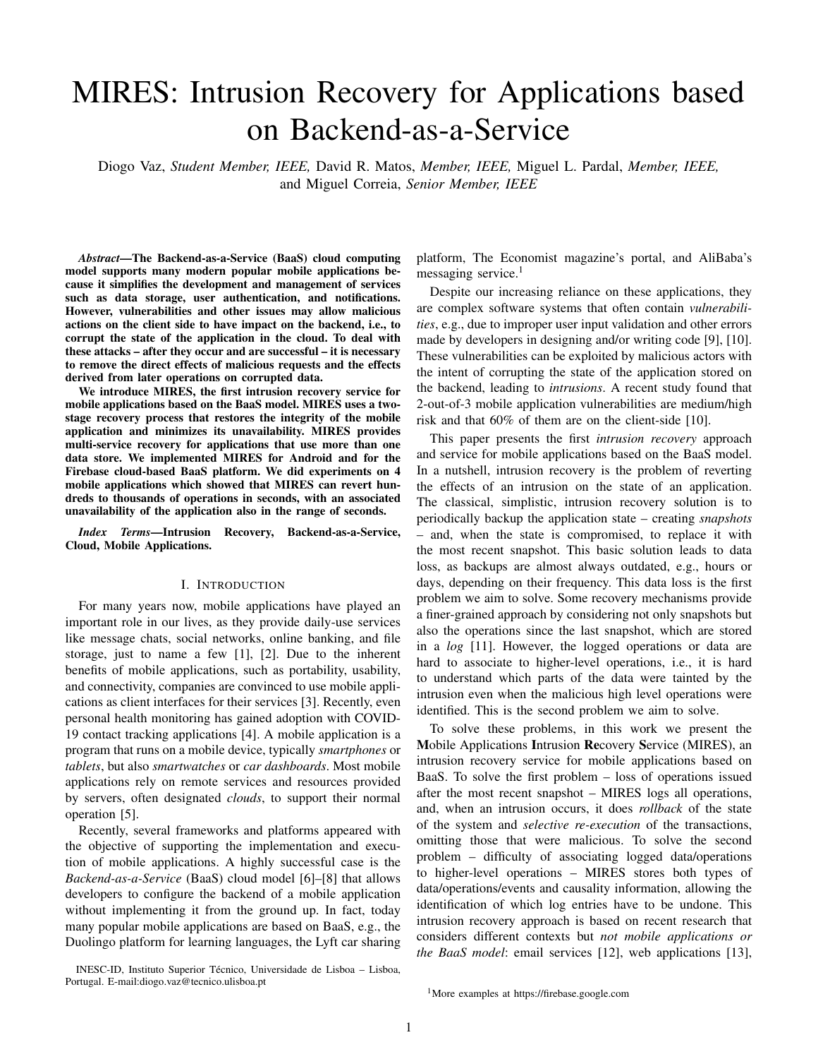# MIRES: Intrusion Recovery for Applications based on Backend-as-a-Service

Diogo Vaz, *Student Member, IEEE,* David R. Matos, *Member, IEEE,* Miguel L. Pardal, *Member, IEEE,* and Miguel Correia, *Senior Member, IEEE*

***Abstract*—The Backend-as-a-Service (BaaS) cloud computing model supports many modern popular mobile applications because it simplifies the development and management of services such as data storage, user authentication, and notifications. However, vulnerabilities and other issues may allow malicious actions on the client side to have impact on the backend, i.e., to corrupt the state of the application in the cloud. To deal with these attacks – after they occur and are successful – it is necessary to remove the direct effects of malicious requests and the effects derived from later operations on corrupted data.**

**We introduce MIRES, the first intrusion recovery service for mobile applications based on the BaaS model. MIRES uses a two-stage recovery process that restores the integrity of the mobile application and minimizes its unavailability. MIRES provides multi-service recovery for applications that use more than one data store. We implemented MIRES for Android and for the Firebase cloud-based BaaS platform. We did experiments on 4 mobile applications which showed that MIRES can revert hundreds to thousands of operations in seconds, with an associated unavailability of the application also in the range of seconds.**

***Index Terms*—Intrusion Recovery, Backend-as-a-Service, Cloud, Mobile Applications.**

## I. Introduction

For many years now, mobile applications have played an important role in our lives, as they provide daily-use services like message chats, social networks, online banking, and file storage, just to name a few [1], [2]. Due to the inherent benefits of mobile applications, such as portability, usability, and connectivity, companies are convinced to use mobile applications as client interfaces for their services [3]. Recently, even personal health monitoring has gained adoption with COVID-19 contact tracking applications [4]. A mobile application is a program that runs on a mobile device, typically *smartphones* or *tablets*, but also *smartwatches* or *car dashboards*. Most mobile applications rely on remote services and resources provided by servers, often designated *clouds*, to support their normal operation [5].

Recently, several frameworks and platforms appeared with the objective of supporting the implementation and execution of mobile applications. A highly successful case is the *Backend-as-a-Service* (BaaS) cloud model [6]–[8] that allows developers to configure the backend of a mobile application without implementing it from the ground up. In fact, today many popular mobile applications are based on BaaS, e.g., the Duolingo platform for learning languages, the Lyft car sharing platform, The Economist magazine's portal, and AliBaba's messaging service.[1]

Despite our increasing reliance on these applications, they are complex software systems that often contain *vulnerabilities*, e.g., due to improper user input validation and other errors made by developers in designing and/or writing code [9], [10]. These vulnerabilities can be exploited by malicious actors with the intent of corrupting the state of the application stored on the backend, leading to *intrusions*. A recent study found that 2-out-of-3 mobile application vulnerabilities are medium/high risk and that 60% of them are on the client-side [10].

This paper presents the first *intrusion recovery* approach and service for mobile applications based on the BaaS model. In a nutshell, intrusion recovery is the problem of reverting the effects of an intrusion on the state of an application. The classical, simplistic, intrusion recovery solution is to periodically backup the application state – creating *snapshots* – and, when the state is compromised, to replace it with the most recent snapshot. This basic solution leads to data loss, as backups are almost always outdated, e.g., hours or days, depending on their frequency. This data loss is the first problem we aim to solve. Some recovery mechanisms provide a finer-grained approach by considering not only snapshots but also the operations since the last snapshot, which are stored in a *log* [11]. However, the logged operations or data are hard to associate to higher-level operations, i.e., it is hard to understand which parts of the data were tainted by the intrusion even when the malicious high level operations were identified. This is the second problem we aim to solve.

To solve these problems, in this work we present the **M**obile Applications **I**ntrusion **Re**covery **S**ervice (MIRES), an intrusion recovery service for mobile applications based on BaaS. To solve the first problem – loss of operations issued after the most recent snapshot – MIRES logs all operations, and, when an intrusion occurs, it does *rollback* of the state of the system and *selective re-execution* of the transactions, omitting those that were malicious. To solve the second problem – difficulty of associating logged data/operations to higher-level operations – MIRES stores both types of data/operations/events and causality information, allowing the identification of which log entries have to be undone. This intrusion recovery approach is based on recent research that considers different contexts but *not mobile applications or the BaaS model*: email services [12], web applications [13],

INESC-ID, Instituto Superior Técnico, Universidade de Lisboa – Lisboa, Portugal. E-mail:diogo.vaz@tecnico.ulisboa.pt

[1]More examples at https://firebase.google.com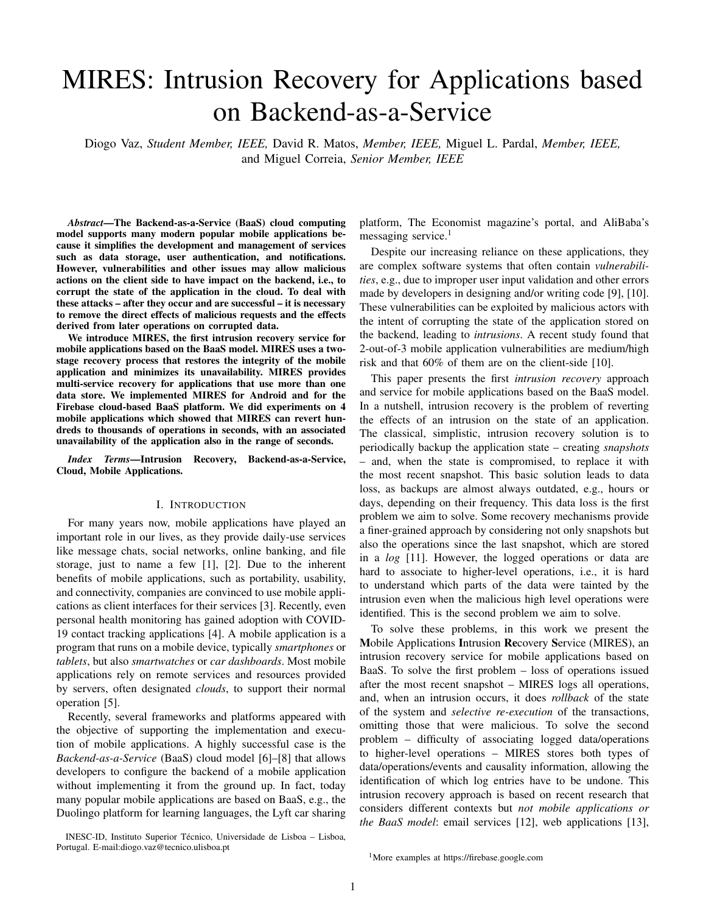# MIRES: Intrusion Recovery for Applications based on Backend-as-a-Service

Diogo Vaz, *Student Member, IEEE,* David R. Matos, *Member, IEEE,* Miguel L. Pardal, *Member, IEEE,* and Miguel Correia, *Senior Member, IEEE*

***Abstract*—The Backend-as-a-Service (BaaS) cloud computing model supports many modern popular mobile applications because it simplifies the development and management of services such as data storage, user authentication, and notifications. However, vulnerabilities and other issues may allow malicious actions on the client side to have impact on the backend, i.e., to corrupt the state of the application in the cloud. To deal with these attacks – after they occur and are successful – it is necessary to remove the direct effects of malicious requests and the effects derived from later operations on corrupted data.**

**We introduce MIRES, the first intrusion recovery service for mobile applications based on the BaaS model. MIRES uses a two-stage recovery process that restores the integrity of the mobile application and minimizes its unavailability. MIRES provides multi-service recovery for applications that use more than one data store. We implemented MIRES for Android and for the Firebase cloud-based BaaS platform. We did experiments on 4 mobile applications which showed that MIRES can revert hundreds to thousands of operations in seconds, with an associated unavailability of the application also in the range of seconds.**

***Index Terms*—Intrusion Recovery, Backend-as-a-Service, Cloud, Mobile Applications.**

## I. Introduction

For many years now, mobile applications have played an important role in our lives, as they provide daily-use services like message chats, social networks, online banking, and file storage, just to name a few [1], [2]. Due to the inherent benefits of mobile applications, such as portability, usability, and connectivity, companies are convinced to use mobile applications as client interfaces for their services [3]. Recently, even personal health monitoring has gained adoption with COVID-19 contact tracking applications [4]. A mobile application is a program that runs on a mobile device, typically *smartphones* or *tablets*, but also *smartwatches* or *car dashboards*. Most mobile applications rely on remote services and resources provided by servers, often designated *clouds*, to support their normal operation [5].

Recently, several frameworks and platforms appeared with the objective of supporting the implementation and execution of mobile applications. A highly successful case is the *Backend-as-a-Service* (BaaS) cloud model [6]–[8] that allows developers to configure the backend of a mobile application without implementing it from the ground up. In fact, today many popular mobile applications are based on BaaS, e.g., the Duolingo platform for learning languages, the Lyft car sharing platform, The Economist magazine's portal, and AliBaba's messaging service.[1]

Despite our increasing reliance on these applications, they are complex software systems that often contain *vulnerabilities*, e.g., due to improper user input validation and other errors made by developers in designing and/or writing code [9], [10]. These vulnerabilities can be exploited by malicious actors with the intent of corrupting the state of the application stored on the backend, leading to *intrusions*. A recent study found that 2-out-of-3 mobile application vulnerabilities are medium/high risk and that 60% of them are on the client-side [10].

This paper presents the first *intrusion recovery* approach and service for mobile applications based on the BaaS model. In a nutshell, intrusion recovery is the problem of reverting the effects of an intrusion on the state of an application. The classical, simplistic, intrusion recovery solution is to periodically backup the application state – creating *snapshots* – and, when the state is compromised, to replace it with the most recent snapshot. This basic solution leads to data loss, as backups are almost always outdated, e.g., hours or days, depending on their frequency. This data loss is the first problem we aim to solve. Some recovery mechanisms provide a finer-grained approach by considering not only snapshots but also the operations since the last snapshot, which are stored in a *log* [11]. However, the logged operations or data are hard to associate to higher-level operations, i.e., it is hard to understand which parts of the data were tainted by the intrusion even when the malicious high level operations were identified. This is the second problem we aim to solve.

To solve these problems, in this work we present the **M**obile Applications **I**ntrusion **Re**covery **S**ervice (MIRES), an intrusion recovery service for mobile applications based on BaaS. To solve the first problem – loss of operations issued after the most recent snapshot – MIRES logs all operations, and, when an intrusion occurs, it does *rollback* of the state of the system and *selective re-execution* of the transactions, omitting those that were malicious. To solve the second problem – difficulty of associating logged data/operations to higher-level operations – MIRES stores both types of data/operations/events and causality information, allowing the identification of which log entries have to be undone. This intrusion recovery approach is based on recent research that considers different contexts but *not mobile applications or the BaaS model*: email services [12], web applications [13],

INESC-ID, Instituto Superior Técnico, Universidade de Lisboa – Lisboa, Portugal. E-mail:diogo.vaz@tecnico.ulisboa.pt

[1] More examples at https://firebase.google.com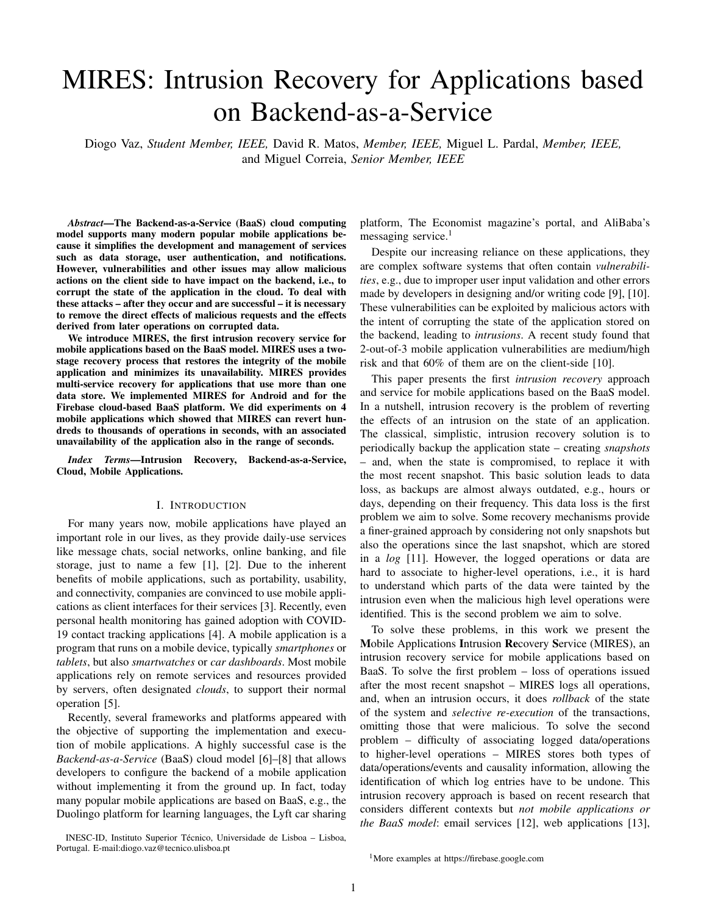# MIRES: Intrusion Recovery for Applications based on Backend-as-a-Service

Diogo Vaz, *Student Member, IEEE,* David R. Matos, *Member, IEEE,* Miguel L. Pardal, *Member, IEEE,* and Miguel Correia, *Senior Member, IEEE*

***Abstract*—The Backend-as-a-Service (BaaS) cloud computing model supports many modern popular mobile applications because it simplifies the development and management of services such as data storage, user authentication, and notifications. However, vulnerabilities and other issues may allow malicious actions on the client side to have impact on the backend, i.e., to corrupt the state of the application in the cloud. To deal with these attacks – after they occur and are successful – it is necessary to remove the direct effects of malicious requests and the effects derived from later operations on corrupted data.**

**We introduce MIRES, the first intrusion recovery service for mobile applications based on the BaaS model. MIRES uses a two-stage recovery process that restores the integrity of the mobile application and minimizes its unavailability. MIRES provides multi-service recovery for applications that use more than one data store. We implemented MIRES for Android and for the Firebase cloud-based BaaS platform. We did experiments on 4 mobile applications which showed that MIRES can revert hundreds to thousands of operations in seconds, with an associated unavailability of the application also in the range of seconds.**

***Index Terms*—Intrusion Recovery, Backend-as-a-Service, Cloud, Mobile Applications.**

## I. Introduction

For many years now, mobile applications have played an important role in our lives, as they provide daily-use services like message chats, social networks, online banking, and file storage, just to name a few [1], [2]. Due to the inherent benefits of mobile applications, such as portability, usability, and connectivity, companies are convinced to use mobile applications as client interfaces for their services [3]. Recently, even personal health monitoring has gained adoption with COVID-19 contact tracking applications [4]. A mobile application is a program that runs on a mobile device, typically *smartphones* or *tablets*, but also *smartwatches* or *car dashboards*. Most mobile applications rely on remote services and resources provided by servers, often designated *clouds*, to support their normal operation [5].

Recently, several frameworks and platforms appeared with the objective of supporting the implementation and execution of mobile applications. A highly successful case is the *Backend-as-a-Service* (BaaS) cloud model [6]–[8] that allows developers to configure the backend of a mobile application without implementing it from the ground up. In fact, today many popular mobile applications are based on BaaS, e.g., the Duolingo platform for learning languages, the Lyft car sharing platform, The Economist magazine's portal, and AliBaba's messaging service.[1]

Despite our increasing reliance on these applications, they are complex software systems that often contain *vulnerabilities*, e.g., due to improper user input validation and other errors made by developers in designing and/or writing code [9], [10]. These vulnerabilities can be exploited by malicious actors with the intent of corrupting the state of the application stored on the backend, leading to *intrusions*. A recent study found that 2-out-of-3 mobile application vulnerabilities are medium/high risk and that 60% of them are on the client-side [10].

This paper presents the first *intrusion recovery* approach and service for mobile applications based on the BaaS model. In a nutshell, intrusion recovery is the problem of reverting the effects of an intrusion on the state of an application. The classical, simplistic, intrusion recovery solution is to periodically backup the application state – creating *snapshots* – and, when the state is compromised, to replace it with the most recent snapshot. This basic solution leads to data loss, as backups are almost always outdated, e.g., hours or days, depending on their frequency. This data loss is the first problem we aim to solve. Some recovery mechanisms provide a finer-grained approach by considering not only snapshots but also the operations since the last snapshot, which are stored in a *log* [11]. However, the logged operations or data are hard to associate to higher-level operations, i.e., it is hard to understand which parts of the data were tainted by the intrusion even when the malicious high level operations were identified. This is the second problem we aim to solve.

To solve these problems, in this work we present the **M**obile Applications **I**ntrusion **Re**covery **S**ervice (MIRES), an intrusion recovery service for mobile applications based on BaaS. To solve the first problem – loss of operations issued after the most recent snapshot – MIRES logs all operations, and, when an intrusion occurs, it does *rollback* of the state of the system and *selective re-execution* of the transactions, omitting those that were malicious. To solve the second problem – difficulty of associating logged data/operations to higher-level operations – MIRES stores both types of data/operations/events and causality information, allowing the identification of which log entries have to be undone. This intrusion recovery approach is based on recent research that considers different contexts but *not mobile applications or the BaaS model*: email services [12], web applications [13],

INESC-ID, Instituto Superior Técnico, Universidade de Lisboa – Lisboa, Portugal. E-mail:diogo.vaz@tecnico.ulisboa.pt

[1] More examples at https://firebase.google.com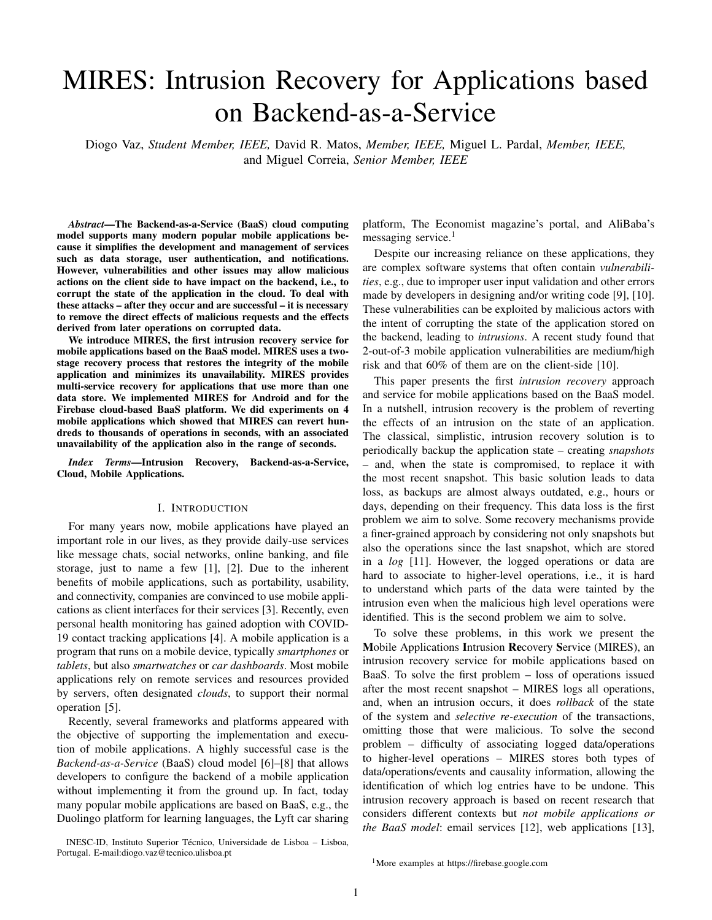# MIRES: Intrusion Recovery for Applications based on Backend-as-a-Service

Diogo Vaz, *Student Member, IEEE,* David R. Matos, *Member, IEEE,* Miguel L. Pardal, *Member, IEEE,* and Miguel Correia, *Senior Member, IEEE*

***Abstract*—The Backend-as-a-Service (BaaS) cloud computing model supports many modern popular mobile applications because it simplifies the development and management of services such as data storage, user authentication, and notifications. However, vulnerabilities and other issues may allow malicious actions on the client side to have impact on the backend, i.e., to corrupt the state of the application in the cloud. To deal with these attacks – after they occur and are successful – it is necessary to remove the direct effects of malicious requests and the effects derived from later operations on corrupted data.**

**We introduce MIRES, the first intrusion recovery service for mobile applications based on the BaaS model. MIRES uses a two-stage recovery process that restores the integrity of the mobile application and minimizes its unavailability. MIRES provides multi-service recovery for applications that use more than one data store. We implemented MIRES for Android and for the Firebase cloud-based BaaS platform. We did experiments on 4 mobile applications which showed that MIRES can revert hundreds to thousands of operations in seconds, with an associated unavailability of the application also in the range of seconds.**

***Index Terms*—Intrusion Recovery, Backend-as-a-Service, Cloud, Mobile Applications.**

## I. Introduction

For many years now, mobile applications have played an important role in our lives, as they provide daily-use services like message chats, social networks, online banking, and file storage, just to name a few [1], [2]. Due to the inherent benefits of mobile applications, such as portability, usability, and connectivity, companies are convinced to use mobile applications as client interfaces for their services [3]. Recently, even personal health monitoring has gained adoption with COVID-19 contact tracking applications [4]. A mobile application is a program that runs on a mobile device, typically *smartphones* or *tablets*, but also *smartwatches* or *car dashboards*. Most mobile applications rely on remote services and resources provided by servers, often designated *clouds*, to support their normal operation [5].

Recently, several frameworks and platforms appeared with the objective of supporting the implementation and execution of mobile applications. A highly successful case is the *Backend-as-a-Service* (BaaS) cloud model [6]–[8] that allows developers to configure the backend of a mobile application without implementing it from the ground up. In fact, today many popular mobile applications are based on BaaS, e.g., the Duolingo platform for learning languages, the Lyft car sharing platform, The Economist magazine's portal, and AliBaba's messaging service.[1]

Despite our increasing reliance on these applications, they are complex software systems that often contain *vulnerabilities*, e.g., due to improper user input validation and other errors made by developers in designing and/or writing code [9], [10]. These vulnerabilities can be exploited by malicious actors with the intent of corrupting the state of the application stored on the backend, leading to *intrusions*. A recent study found that 2-out-of-3 mobile application vulnerabilities are medium/high risk and that 60% of them are on the client-side [10].

This paper presents the first *intrusion recovery* approach and service for mobile applications based on the BaaS model. In a nutshell, intrusion recovery is the problem of reverting the effects of an intrusion on the state of an application. The classical, simplistic, intrusion recovery solution is to periodically backup the application state – creating *snapshots* – and, when the state is compromised, to replace it with the most recent snapshot. This basic solution leads to data loss, as backups are almost always outdated, e.g., hours or days, depending on their frequency. This data loss is the first problem we aim to solve. Some recovery mechanisms provide a finer-grained approach by considering not only snapshots but also the operations since the last snapshot, which are stored in a *log* [11]. However, the logged operations or data are hard to associate to higher-level operations, i.e., it is hard to understand which parts of the data were tainted by the intrusion even when the malicious high level operations were identified. This is the second problem we aim to solve.

To solve these problems, in this work we present the **M**obile Applications **I**ntrusion **Re**covery **S**ervice (MIRES), an intrusion recovery service for mobile applications based on BaaS. To solve the first problem – loss of operations issued after the most recent snapshot – MIRES logs all operations, and, when an intrusion occurs, it does *rollback* of the state of the system and *selective re-execution* of the transactions, omitting those that were malicious. To solve the second problem – difficulty of associating logged data/operations to higher-level operations – MIRES stores both types of data/operations/events and causality information, allowing the identification of which log entries have to be undone. This intrusion recovery approach is based on recent research that considers different contexts but *not mobile applications or the BaaS model*: email services [12], web applications [13],

INESC-ID, Instituto Superior Técnico, Universidade de Lisboa – Lisboa, Portugal. E-mail:diogo.vaz@tecnico.ulisboa.pt

[1]More examples at https://firebase.google.com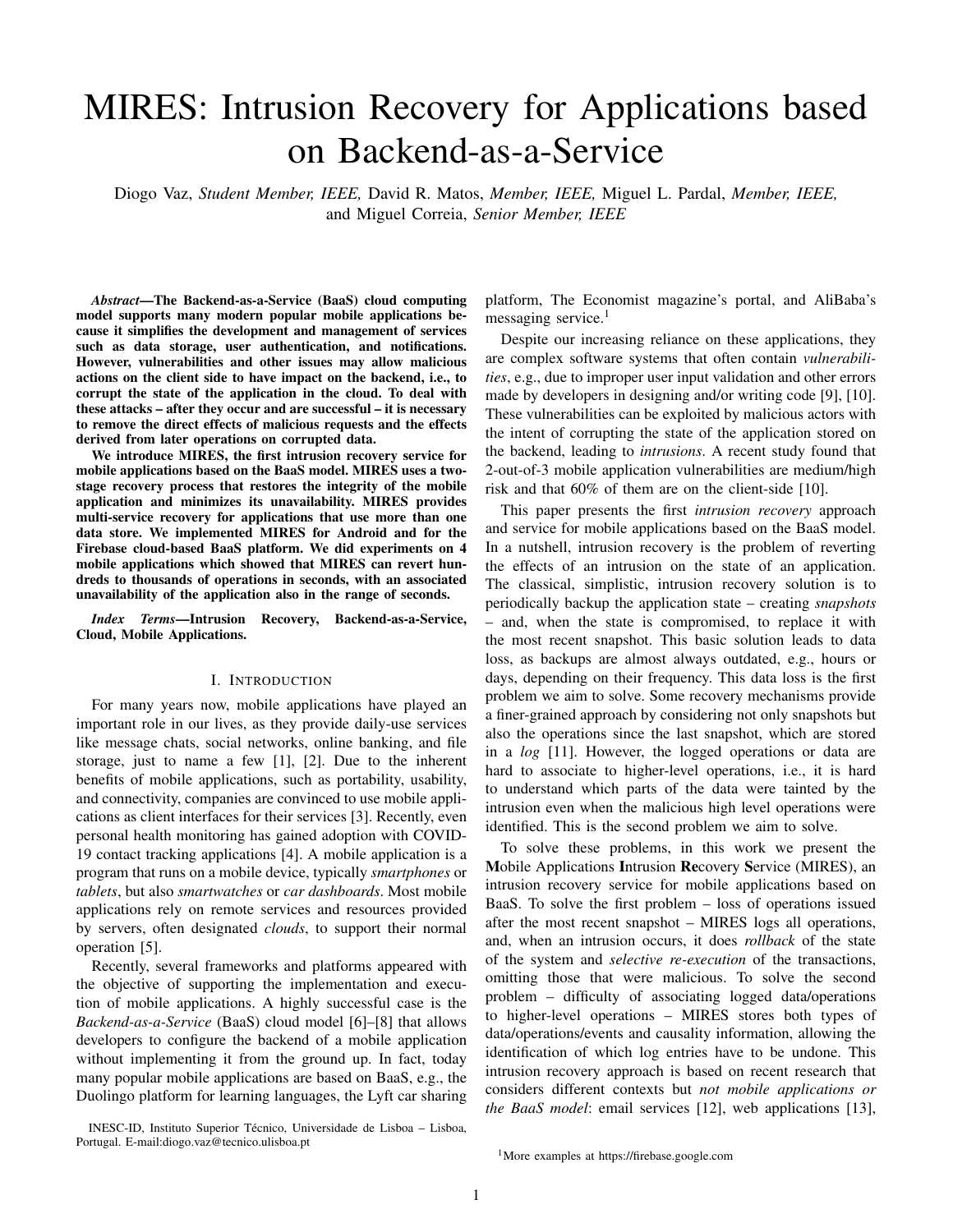# MIRES: Intrusion Recovery for Applications based on Backend-as-a-Service

Diogo Vaz, *Student Member, IEEE,* David R. Matos, *Member, IEEE,* Miguel L. Pardal, *Member, IEEE,* and Miguel Correia, *Senior Member, IEEE*

***Abstract*—The Backend-as-a-Service (BaaS) cloud computing model supports many modern popular mobile applications because it simplifies the development and management of services such as data storage, user authentication, and notifications. However, vulnerabilities and other issues may allow malicious actions on the client side to have impact on the backend, i.e., to corrupt the state of the application in the cloud. To deal with these attacks – after they occur and are successful – it is necessary to remove the direct effects of malicious requests and the effects derived from later operations on corrupted data.**

**We introduce MIRES, the first intrusion recovery service for mobile applications based on the BaaS model. MIRES uses a two-stage recovery process that restores the integrity of the mobile application and minimizes its unavailability. MIRES provides multi-service recovery for applications that use more than one data store. We implemented MIRES for Android and for the Firebase cloud-based BaaS platform. We did experiments on 4 mobile applications which showed that MIRES can revert hundreds to thousands of operations in seconds, with an associated unavailability of the application also in the range of seconds.**

***Index Terms*—Intrusion Recovery, Backend-as-a-Service, Cloud, Mobile Applications.**

## I. Introduction

For many years now, mobile applications have played an important role in our lives, as they provide daily-use services like message chats, social networks, online banking, and file storage, just to name a few [1], [2]. Due to the inherent benefits of mobile applications, such as portability, usability, and connectivity, companies are convinced to use mobile applications as client interfaces for their services [3]. Recently, even personal health monitoring has gained adoption with COVID-19 contact tracking applications [4]. A mobile application is a program that runs on a mobile device, typically *smartphones* or *tablets*, but also *smartwatches* or *car dashboards*. Most mobile applications rely on remote services and resources provided by servers, often designated *clouds*, to support their normal operation [5].

Recently, several frameworks and platforms appeared with the objective of supporting the implementation and execution of mobile applications. A highly successful case is the *Backend-as-a-Service* (BaaS) cloud model [6]–[8] that allows developers to configure the backend of a mobile application without implementing it from the ground up. In fact, today many popular mobile applications are based on BaaS, e.g., the Duolingo platform for learning languages, the Lyft car sharing platform, The Economist magazine's portal, and AliBaba's messaging service.[1]

Despite our increasing reliance on these applications, they are complex software systems that often contain *vulnerabilities*, e.g., due to improper user input validation and other errors made by developers in designing and/or writing code [9], [10]. These vulnerabilities can be exploited by malicious actors with the intent of corrupting the state of the application stored on the backend, leading to *intrusions*. A recent study found that 2-out-of-3 mobile application vulnerabilities are medium/high risk and that 60% of them are on the client-side [10].

This paper presents the first *intrusion recovery* approach and service for mobile applications based on the BaaS model. In a nutshell, intrusion recovery is the problem of reverting the effects of an intrusion on the state of an application. The classical, simplistic, intrusion recovery solution is to periodically backup the application state – creating *snapshots* – and, when the state is compromised, to replace it with the most recent snapshot. This basic solution leads to data loss, as backups are almost always outdated, e.g., hours or days, depending on their frequency. This data loss is the first problem we aim to solve. Some recovery mechanisms provide a finer-grained approach by considering not only snapshots but also the operations since the last snapshot, which are stored in a *log* [11]. However, the logged operations or data are hard to associate to higher-level operations, i.e., it is hard to understand which parts of the data were tainted by the intrusion even when the malicious high level operations were identified. This is the second problem we aim to solve.

To solve these problems, in this work we present the **M**obile Applications **I**ntrusion **Re**covery **S**ervice (MIRES), an intrusion recovery service for mobile applications based on BaaS. To solve the first problem – loss of operations issued after the most recent snapshot – MIRES logs all operations, and, when an intrusion occurs, it does *rollback* of the state of the system and *selective re-execution* of the transactions, omitting those that were malicious. To solve the second problem – difficulty of associating logged data/operations to higher-level operations – MIRES stores both types of data/operations/events and causality information, allowing the identification of which log entries have to be undone. This intrusion recovery approach is based on recent research that considers different contexts but *not mobile applications or the BaaS model*: email services [12], web applications [13],

INESC-ID, Instituto Superior Técnico, Universidade de Lisboa – Lisboa, Portugal. E-mail:diogo.vaz@tecnico.ulisboa.pt

[1] More examples at https://firebase.google.com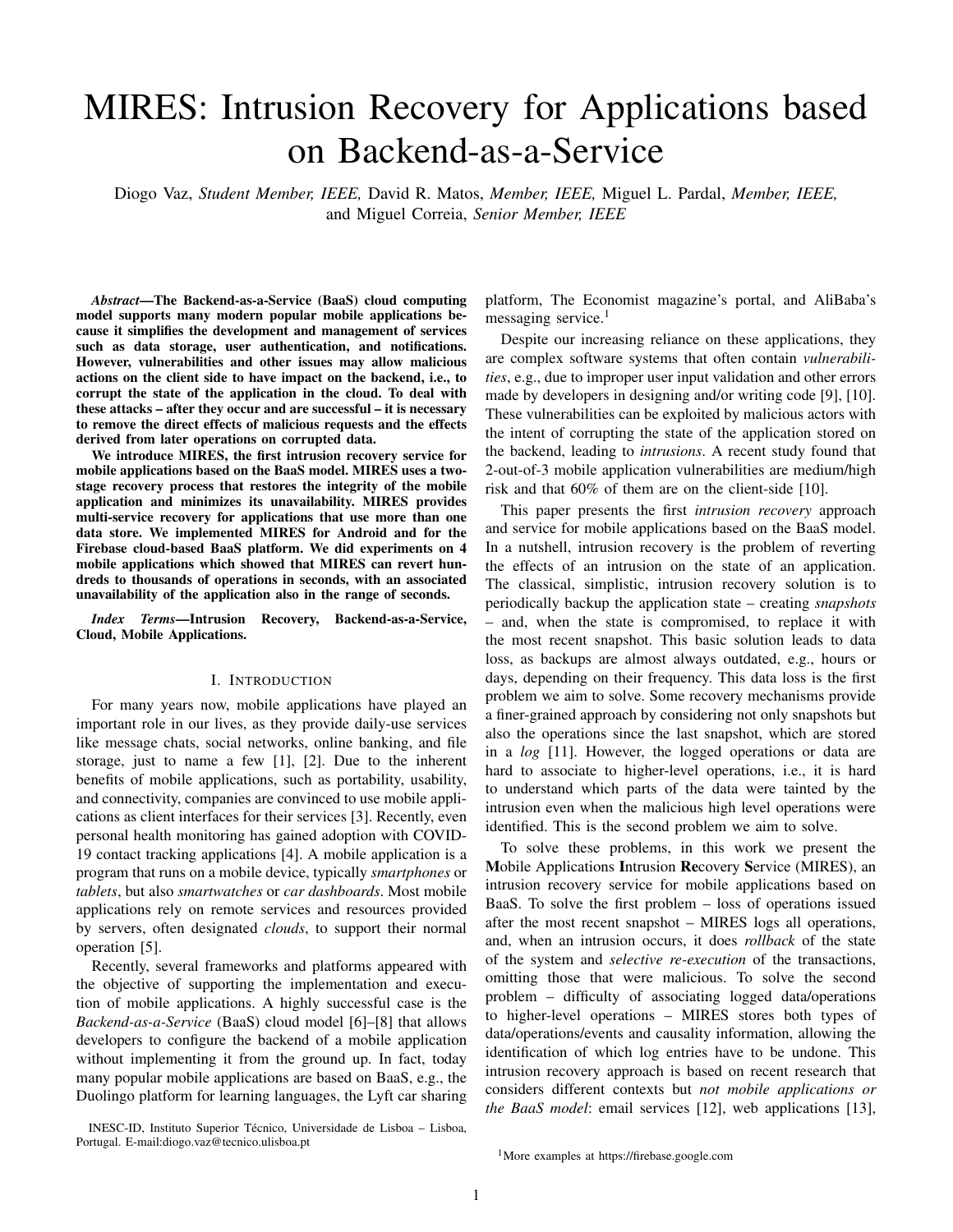# MIRES: Intrusion Recovery for Applications based on Backend-as-a-Service

Diogo Vaz, *Student Member, IEEE,* David R. Matos, *Member, IEEE,* Miguel L. Pardal, *Member, IEEE,* and Miguel Correia, *Senior Member, IEEE*

***Abstract*—The Backend-as-a-Service (BaaS) cloud computing model supports many modern popular mobile applications because it simplifies the development and management of services such as data storage, user authentication, and notifications. However, vulnerabilities and other issues may allow malicious actions on the client side to have impact on the backend, i.e., to corrupt the state of the application in the cloud. To deal with these attacks – after they occur and are successful – it is necessary to remove the direct effects of malicious requests and the effects derived from later operations on corrupted data.**

**We introduce MIRES, the first intrusion recovery service for mobile applications based on the BaaS model. MIRES uses a two-stage recovery process that restores the integrity of the mobile application and minimizes its unavailability. MIRES provides multi-service recovery for applications that use more than one data store. We implemented MIRES for Android and for the Firebase cloud-based BaaS platform. We did experiments on 4 mobile applications which showed that MIRES can revert hundreds to thousands of operations in seconds, with an associated unavailability of the application also in the range of seconds.**

***Index Terms*—Intrusion Recovery, Backend-as-a-Service, Cloud, Mobile Applications.**

## I. Introduction

For many years now, mobile applications have played an important role in our lives, as they provide daily-use services like message chats, social networks, online banking, and file storage, just to name a few [1], [2]. Due to the inherent benefits of mobile applications, such as portability, usability, and connectivity, companies are convinced to use mobile applications as client interfaces for their services [3]. Recently, even personal health monitoring has gained adoption with COVID-19 contact tracking applications [4]. A mobile application is a program that runs on a mobile device, typically *smartphones* or *tablets*, but also *smartwatches* or *car dashboards*. Most mobile applications rely on remote services and resources provided by servers, often designated *clouds*, to support their normal operation [5].

Recently, several frameworks and platforms appeared with the objective of supporting the implementation and execution of mobile applications. A highly successful case is the *Backend-as-a-Service* (BaaS) cloud model [6]–[8] that allows developers to configure the backend of a mobile application without implementing it from the ground up. In fact, today many popular mobile applications are based on BaaS, e.g., the Duolingo platform for learning languages, the Lyft car sharing platform, The Economist magazine's portal, and AliBaba's messaging service.[1]

Despite our increasing reliance on these applications, they are complex software systems that often contain *vulnerabilities*, e.g., due to improper user input validation and other errors made by developers in designing and/or writing code [9], [10]. These vulnerabilities can be exploited by malicious actors with the intent of corrupting the state of the application stored on the backend, leading to *intrusions*. A recent study found that 2-out-of-3 mobile application vulnerabilities are medium/high risk and that 60% of them are on the client-side [10].

This paper presents the first *intrusion recovery* approach and service for mobile applications based on the BaaS model. In a nutshell, intrusion recovery is the problem of reverting the effects of an intrusion on the state of an application. The classical, simplistic, intrusion recovery solution is to periodically backup the application state – creating *snapshots* – and, when the state is compromised, to replace it with the most recent snapshot. This basic solution leads to data loss, as backups are almost always outdated, e.g., hours or days, depending on their frequency. This data loss is the first problem we aim to solve. Some recovery mechanisms provide a finer-grained approach by considering not only snapshots but also the operations since the last snapshot, which are stored in a *log* [11]. However, the logged operations or data are hard to associate to higher-level operations, i.e., it is hard to understand which parts of the data were tainted by the intrusion even when the malicious high level operations were identified. This is the second problem we aim to solve.

To solve these problems, in this work we present the **M**obile Applications **I**ntrusion **Re**covery **S**ervice (MIRES), an intrusion recovery service for mobile applications based on BaaS. To solve the first problem – loss of operations issued after the most recent snapshot – MIRES logs all operations, and, when an intrusion occurs, it does *rollback* of the state of the system and *selective re-execution* of the transactions, omitting those that were malicious. To solve the second problem – difficulty of associating logged data/operations to higher-level operations – MIRES stores both types of data/operations/events and causality information, allowing the identification of which log entries have to be undone. This intrusion recovery approach is based on recent research that considers different contexts but *not mobile applications or the BaaS model*: email services [12], web applications [13],

INESC-ID, Instituto Superior Técnico, Universidade de Lisboa – Lisboa, Portugal. E-mail:diogo.vaz@tecnico.ulisboa.pt

[1]More examples at https://firebase.google.com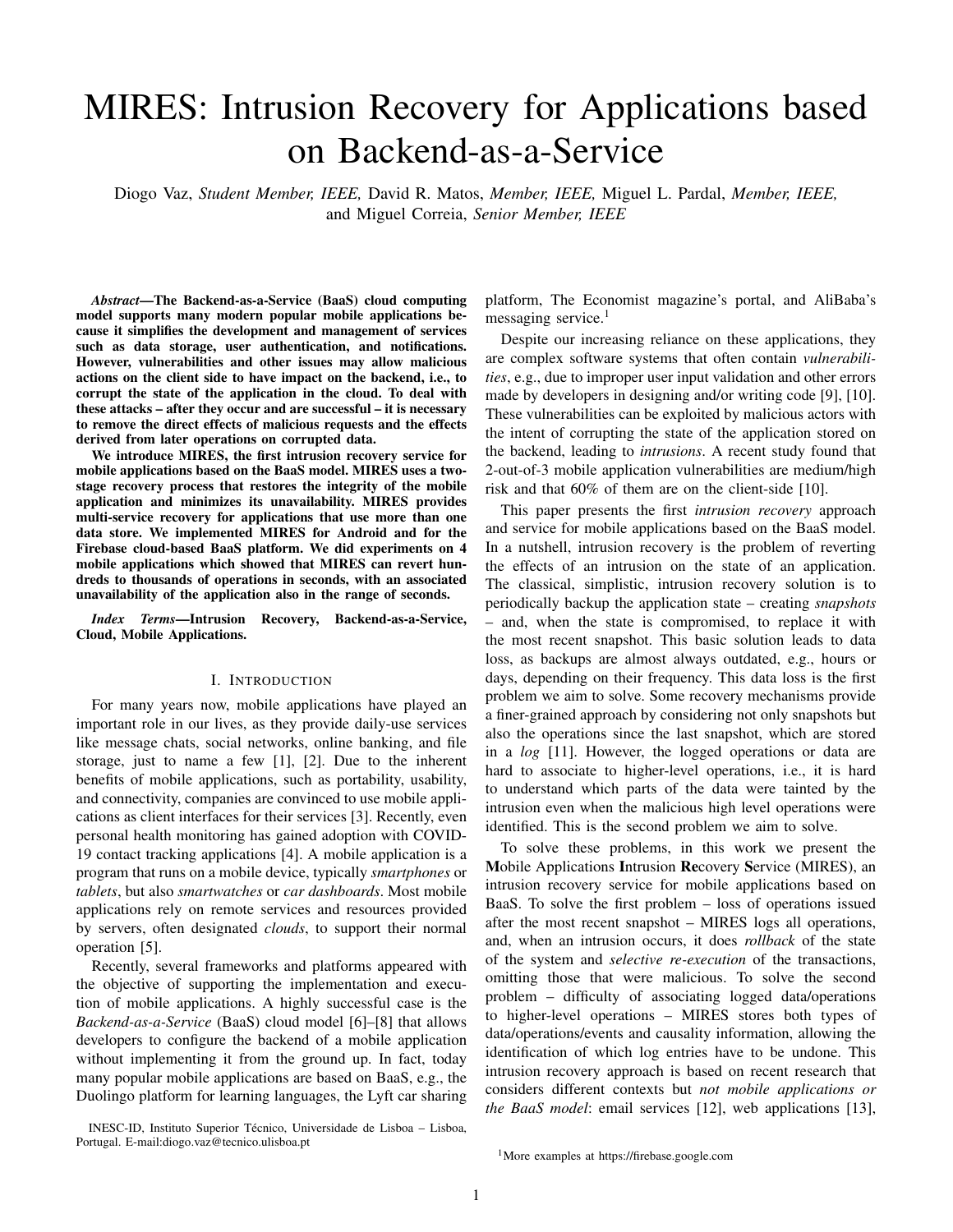# MIRES: Intrusion Recovery for Applications based on Backend-as-a-Service

Diogo Vaz, *Student Member, IEEE,* David R. Matos, *Member, IEEE,* Miguel L. Pardal, *Member, IEEE,* and Miguel Correia, *Senior Member, IEEE*

***Abstract*—The Backend-as-a-Service (BaaS) cloud computing model supports many modern popular mobile applications because it simplifies the development and management of services such as data storage, user authentication, and notifications. However, vulnerabilities and other issues may allow malicious actions on the client side to have impact on the backend, i.e., to corrupt the state of the application in the cloud. To deal with these attacks – after they occur and are successful – it is necessary to remove the direct effects of malicious requests and the effects derived from later operations on corrupted data.**

**We introduce MIRES, the first intrusion recovery service for mobile applications based on the BaaS model. MIRES uses a two-stage recovery process that restores the integrity of the mobile application and minimizes its unavailability. MIRES provides multi-service recovery for applications that use more than one data store. We implemented MIRES for Android and for the Firebase cloud-based BaaS platform. We did experiments on 4 mobile applications which showed that MIRES can revert hundreds to thousands of operations in seconds, with an associated unavailability of the application also in the range of seconds.**

***Index Terms*—Intrusion Recovery, Backend-as-a-Service, Cloud, Mobile Applications.**

## I. Introduction

For many years now, mobile applications have played an important role in our lives, as they provide daily-use services like message chats, social networks, online banking, and file storage, just to name a few [1], [2]. Due to the inherent benefits of mobile applications, such as portability, usability, and connectivity, companies are convinced to use mobile applications as client interfaces for their services [3]. Recently, even personal health monitoring has gained adoption with COVID-19 contact tracking applications [4]. A mobile application is a program that runs on a mobile device, typically *smartphones* or *tablets*, but also *smartwatches* or *car dashboards*. Most mobile applications rely on remote services and resources provided by servers, often designated *clouds*, to support their normal operation [5].

Recently, several frameworks and platforms appeared with the objective of supporting the implementation and execution of mobile applications. A highly successful case is the *Backend-as-a-Service* (BaaS) cloud model [6]–[8] that allows developers to configure the backend of a mobile application without implementing it from the ground up. In fact, today many popular mobile applications are based on BaaS, e.g., the Duolingo platform for learning languages, the Lyft car sharing platform, The Economist magazine's portal, and AliBaba's messaging service.[1]

Despite our increasing reliance on these applications, they are complex software systems that often contain *vulnerabilities*, e.g., due to improper user input validation and other errors made by developers in designing and/or writing code [9], [10]. These vulnerabilities can be exploited by malicious actors with the intent of corrupting the state of the application stored on the backend, leading to *intrusions*. A recent study found that 2-out-of-3 mobile application vulnerabilities are medium/high risk and that 60% of them are on the client-side [10].

This paper presents the first *intrusion recovery* approach and service for mobile applications based on the BaaS model. In a nutshell, intrusion recovery is the problem of reverting the effects of an intrusion on the state of an application. The classical, simplistic, intrusion recovery solution is to periodically backup the application state – creating *snapshots* – and, when the state is compromised, to replace it with the most recent snapshot. This basic solution leads to data loss, as backups are almost always outdated, e.g., hours or days, depending on their frequency. This data loss is the first problem we aim to solve. Some recovery mechanisms provide a finer-grained approach by considering not only snapshots but also the operations since the last snapshot, which are stored in a *log* [11]. However, the logged operations or data are hard to associate to higher-level operations, i.e., it is hard to understand which parts of the data were tainted by the intrusion even when the malicious high level operations were identified. This is the second problem we aim to solve.

To solve these problems, in this work we present the **M**obile Applications **I**ntrusion **Re**covery **S**ervice (MIRES), an intrusion recovery service for mobile applications based on BaaS. To solve the first problem – loss of operations issued after the most recent snapshot – MIRES logs all operations, and, when an intrusion occurs, it does *rollback* of the state of the system and *selective re-execution* of the transactions, omitting those that were malicious. To solve the second problem – difficulty of associating logged data/operations to higher-level operations – MIRES stores both types of data/operations/events and causality information, allowing the identification of which log entries have to be undone. This intrusion recovery approach is based on recent research that considers different contexts but *not mobile applications or the BaaS model*: email services [12], web applications [13],

INESC-ID, Instituto Superior Técnico, Universidade de Lisboa – Lisboa, Portugal. E-mail:diogo.vaz@tecnico.ulisboa.pt

[1] More examples at https://firebase.google.com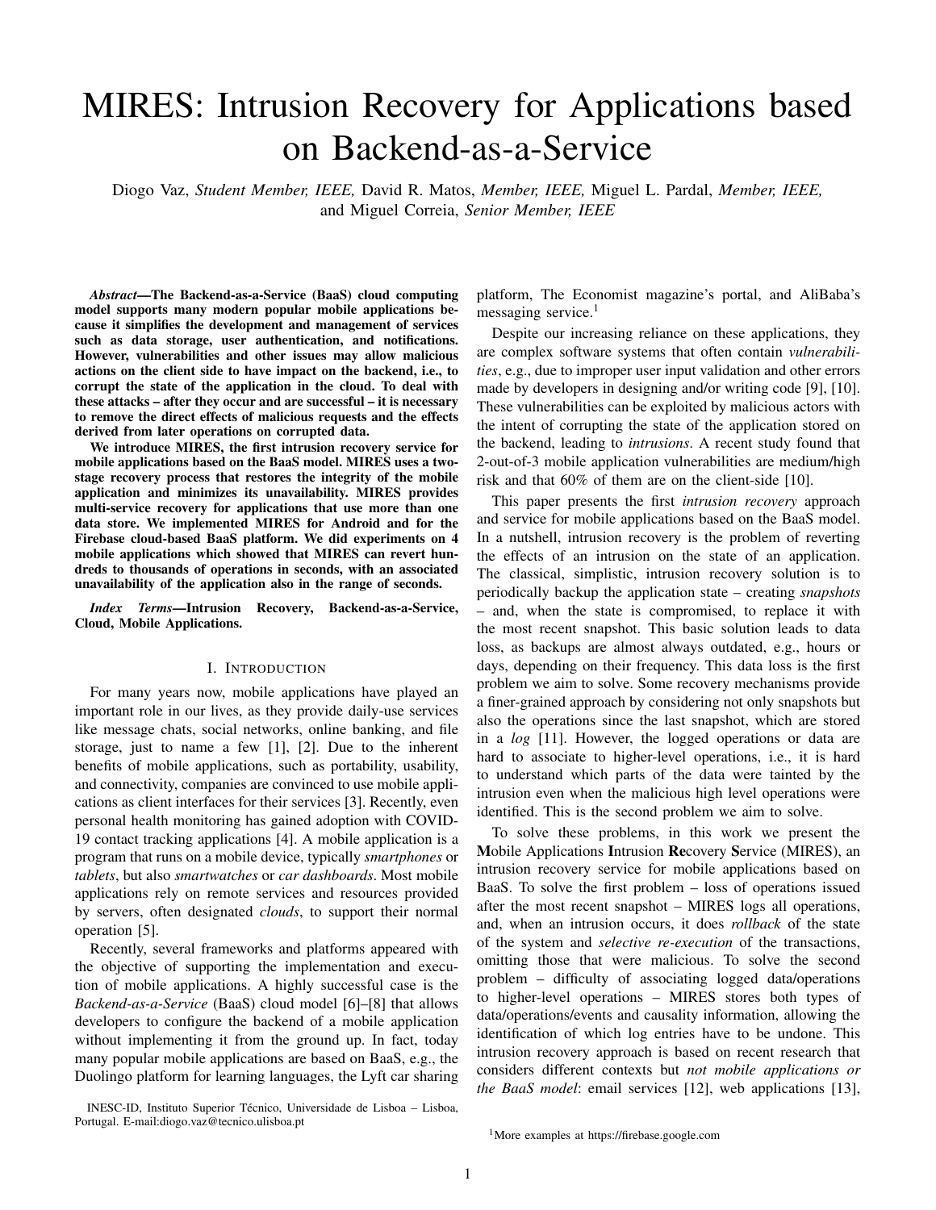# MIRES: Intrusion Recovery for Applications based on Backend-as-a-Service

Diogo Vaz, *Student Member, IEEE,* David R. Matos, *Member, IEEE,* Miguel L. Pardal, *Member, IEEE,* and Miguel Correia, *Senior Member, IEEE*

***Abstract*—The Backend-as-a-Service (BaaS) cloud computing model supports many modern popular mobile applications because it simplifies the development and management of services such as data storage, user authentication, and notifications. However, vulnerabilities and other issues may allow malicious actions on the client side to have impact on the backend, i.e., to corrupt the state of the application in the cloud. To deal with these attacks – after they occur and are successful – it is necessary to remove the direct effects of malicious requests and the effects derived from later operations on corrupted data.**

**We introduce MIRES, the first intrusion recovery service for mobile applications based on the BaaS model. MIRES uses a two-stage recovery process that restores the integrity of the mobile application and minimizes its unavailability. MIRES provides multi-service recovery for applications that use more than one data store. We implemented MIRES for Android and for the Firebase cloud-based BaaS platform. We did experiments on 4 mobile applications which showed that MIRES can revert hundreds to thousands of operations in seconds, with an associated unavailability of the application also in the range of seconds.**

***Index Terms*—Intrusion Recovery, Backend-as-a-Service, Cloud, Mobile Applications.**

## I. Introduction

For many years now, mobile applications have played an important role in our lives, as they provide daily-use services like message chats, social networks, online banking, and file storage, just to name a few [1], [2]. Due to the inherent benefits of mobile applications, such as portability, usability, and connectivity, companies are convinced to use mobile applications as client interfaces for their services [3]. Recently, even personal health monitoring has gained adoption with COVID-19 contact tracking applications [4]. A mobile application is a program that runs on a mobile device, typically *smartphones* or *tablets*, but also *smartwatches* or *car dashboards*. Most mobile applications rely on remote services and resources provided by servers, often designated *clouds*, to support their normal operation [5].

Recently, several frameworks and platforms appeared with the objective of supporting the implementation and execution of mobile applications. A highly successful case is the *Backend-as-a-Service* (BaaS) cloud model [6]–[8] that allows developers to configure the backend of a mobile application without implementing it from the ground up. In fact, today many popular mobile applications are based on BaaS, e.g., the Duolingo platform for learning languages, the Lyft car sharing platform, The Economist magazine's portal, and AliBaba's messaging service.[1]

Despite our increasing reliance on these applications, they are complex software systems that often contain *vulnerabilities*, e.g., due to improper user input validation and other errors made by developers in designing and/or writing code [9], [10]. These vulnerabilities can be exploited by malicious actors with the intent of corrupting the state of the application stored on the backend, leading to *intrusions*. A recent study found that 2-out-of-3 mobile application vulnerabilities are medium/high risk and that 60% of them are on the client-side [10].

This paper presents the first *intrusion recovery* approach and service for mobile applications based on the BaaS model. In a nutshell, intrusion recovery is the problem of reverting the effects of an intrusion on the state of an application. The classical, simplistic, intrusion recovery solution is to periodically backup the application state – creating *snapshots* – and, when the state is compromised, to replace it with the most recent snapshot. This basic solution leads to data loss, as backups are almost always outdated, e.g., hours or days, depending on their frequency. This data loss is the first problem we aim to solve. Some recovery mechanisms provide a finer-grained approach by considering not only snapshots but also the operations since the last snapshot, which are stored in a *log* [11]. However, the logged operations or data are hard to associate to higher-level operations, i.e., it is hard to understand which parts of the data were tainted by the intrusion even when the malicious high level operations were identified. This is the second problem we aim to solve.

To solve these problems, in this work we present the **M**obile Applications **I**ntrusion **Re**covery **S**ervice (MIRES), an intrusion recovery service for mobile applications based on BaaS. To solve the first problem – loss of operations issued after the most recent snapshot – MIRES logs all operations, and, when an intrusion occurs, it does *rollback* of the state of the system and *selective re-execution* of the transactions, omitting those that were malicious. To solve the second problem – difficulty of associating logged data/operations to higher-level operations – MIRES stores both types of data/operations/events and causality information, allowing the identification of which log entries have to be undone. This intrusion recovery approach is based on recent research that considers different contexts but *not mobile applications or the BaaS model*: email services [12], web applications [13],

INESC-ID, Instituto Superior Técnico, Universidade de Lisboa – Lisboa, Portugal. E-mail:diogo.vaz@tecnico.ulisboa.pt

[1]More examples at https://firebase.google.com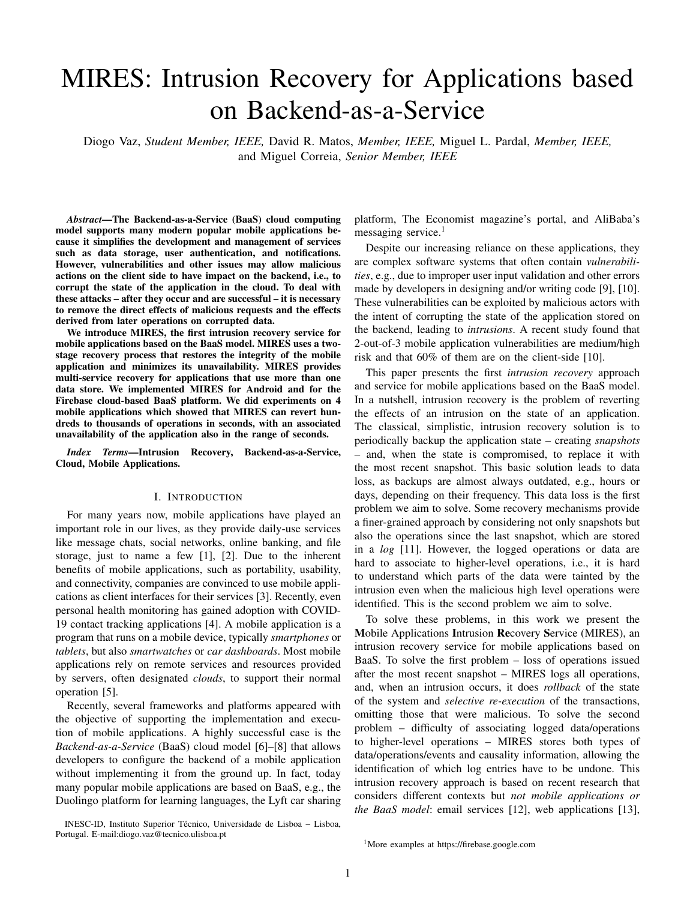# MIRES: Intrusion Recovery for Applications based on Backend-as-a-Service

Diogo Vaz, *Student Member, IEEE,* David R. Matos, *Member, IEEE,* Miguel L. Pardal, *Member, IEEE,* and Miguel Correia, *Senior Member, IEEE*

***Abstract*—The Backend-as-a-Service (BaaS) cloud computing model supports many modern popular mobile applications because it simplifies the development and management of services such as data storage, user authentication, and notifications. However, vulnerabilities and other issues may allow malicious actions on the client side to have impact on the backend, i.e., to corrupt the state of the application in the cloud. To deal with these attacks – after they occur and are successful – it is necessary to remove the direct effects of malicious requests and the effects derived from later operations on corrupted data.**

**We introduce MIRES, the first intrusion recovery service for mobile applications based on the BaaS model. MIRES uses a two-stage recovery process that restores the integrity of the mobile application and minimizes its unavailability. MIRES provides multi-service recovery for applications that use more than one data store. We implemented MIRES for Android and for the Firebase cloud-based BaaS platform. We did experiments on 4 mobile applications which showed that MIRES can revert hundreds to thousands of operations in seconds, with an associated unavailability of the application also in the range of seconds.**

***Index Terms*—Intrusion Recovery, Backend-as-a-Service, Cloud, Mobile Applications.**

## I. Introduction

For many years now, mobile applications have played an important role in our lives, as they provide daily-use services like message chats, social networks, online banking, and file storage, just to name a few [1], [2]. Due to the inherent benefits of mobile applications, such as portability, usability, and connectivity, companies are convinced to use mobile applications as client interfaces for their services [3]. Recently, even personal health monitoring has gained adoption with COVID-19 contact tracking applications [4]. A mobile application is a program that runs on a mobile device, typically *smartphones* or *tablets*, but also *smartwatches* or *car dashboards*. Most mobile applications rely on remote services and resources provided by servers, often designated *clouds*, to support their normal operation [5].

Recently, several frameworks and platforms appeared with the objective of supporting the implementation and execution of mobile applications. A highly successful case is the *Backend-as-a-Service* (BaaS) cloud model [6]–[8] that allows developers to configure the backend of a mobile application without implementing it from the ground up. In fact, today many popular mobile applications are based on BaaS, e.g., the Duolingo platform for learning languages, the Lyft car sharing platform, The Economist magazine's portal, and AliBaba's messaging service.[1]

Despite our increasing reliance on these applications, they are complex software systems that often contain *vulnerabilities*, e.g., due to improper user input validation and other errors made by developers in designing and/or writing code [9], [10]. These vulnerabilities can be exploited by malicious actors with the intent of corrupting the state of the application stored on the backend, leading to *intrusions*. A recent study found that 2-out-of-3 mobile application vulnerabilities are medium/high risk and that 60% of them are on the client-side [10].

This paper presents the first *intrusion recovery* approach and service for mobile applications based on the BaaS model. In a nutshell, intrusion recovery is the problem of reverting the effects of an intrusion on the state of an application. The classical, simplistic, intrusion recovery solution is to periodically backup the application state – creating *snapshots* – and, when the state is compromised, to replace it with the most recent snapshot. This basic solution leads to data loss, as backups are almost always outdated, e.g., hours or days, depending on their frequency. This data loss is the first problem we aim to solve. Some recovery mechanisms provide a finer-grained approach by considering not only snapshots but also the operations since the last snapshot, which are stored in a *log* [11]. However, the logged operations or data are hard to associate to higher-level operations, i.e., it is hard to understand which parts of the data were tainted by the intrusion even when the malicious high level operations were identified. This is the second problem we aim to solve.

To solve these problems, in this work we present the **M**obile Applications **I**ntrusion **Re**covery **S**ervice (MIRES), an intrusion recovery service for mobile applications based on BaaS. To solve the first problem – loss of operations issued after the most recent snapshot – MIRES logs all operations, and, when an intrusion occurs, it does *rollback* of the state of the system and *selective re-execution* of the transactions, omitting those that were malicious. To solve the second problem – difficulty of associating logged data/operations to higher-level operations – MIRES stores both types of data/operations/events and causality information, allowing the identification of which log entries have to be undone. This intrusion recovery approach is based on recent research that considers different contexts but *not mobile applications or the BaaS model*: email services [12], web applications [13],

INESC-ID, Instituto Superior Técnico, Universidade de Lisboa – Lisboa, Portugal. E-mail:diogo.vaz@tecnico.ulisboa.pt

[1] More examples at https://firebase.google.com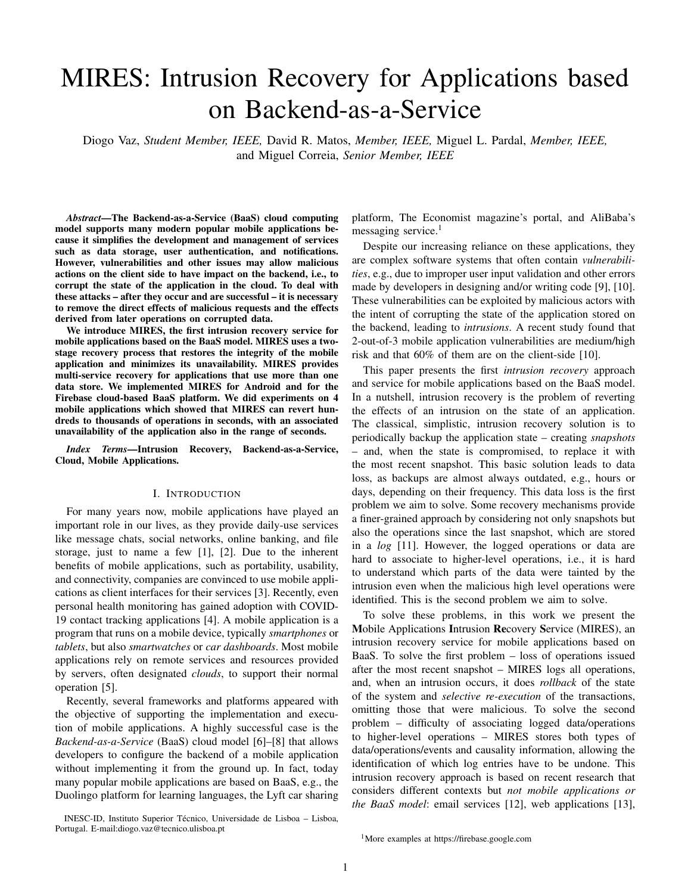# MIRES: Intrusion Recovery for Applications based on Backend-as-a-Service

Diogo Vaz, *Student Member, IEEE,* David R. Matos, *Member, IEEE,* Miguel L. Pardal, *Member, IEEE,* and Miguel Correia, *Senior Member, IEEE*

***Abstract*—The Backend-as-a-Service (BaaS) cloud computing model supports many modern popular mobile applications because it simplifies the development and management of services such as data storage, user authentication, and notifications. However, vulnerabilities and other issues may allow malicious actions on the client side to have impact on the backend, i.e., to corrupt the state of the application in the cloud. To deal with these attacks – after they occur and are successful – it is necessary to remove the direct effects of malicious requests and the effects derived from later operations on corrupted data.**

**We introduce MIRES, the first intrusion recovery service for mobile applications based on the BaaS model. MIRES uses a two-stage recovery process that restores the integrity of the mobile application and minimizes its unavailability. MIRES provides multi-service recovery for applications that use more than one data store. We implemented MIRES for Android and for the Firebase cloud-based BaaS platform. We did experiments on 4 mobile applications which showed that MIRES can revert hundreds to thousands of operations in seconds, with an associated unavailability of the application also in the range of seconds.**

***Index Terms*—Intrusion Recovery, Backend-as-a-Service, Cloud, Mobile Applications.**

## I. Introduction

For many years now, mobile applications have played an important role in our lives, as they provide daily-use services like message chats, social networks, online banking, and file storage, just to name a few [1], [2]. Due to the inherent benefits of mobile applications, such as portability, usability, and connectivity, companies are convinced to use mobile applications as client interfaces for their services [3]. Recently, even personal health monitoring has gained adoption with COVID-19 contact tracking applications [4]. A mobile application is a program that runs on a mobile device, typically *smartphones* or *tablets*, but also *smartwatches* or *car dashboards*. Most mobile applications rely on remote services and resources provided by servers, often designated *clouds*, to support their normal operation [5].

Recently, several frameworks and platforms appeared with the objective of supporting the implementation and execution of mobile applications. A highly successful case is the *Backend-as-a-Service* (BaaS) cloud model [6]–[8] that allows developers to configure the backend of a mobile application without implementing it from the ground up. In fact, today many popular mobile applications are based on BaaS, e.g., the Duolingo platform for learning languages, the Lyft car sharing platform, The Economist magazine's portal, and AliBaba's messaging service.[1]

Despite our increasing reliance on these applications, they are complex software systems that often contain *vulnerabilities*, e.g., due to improper user input validation and other errors made by developers in designing and/or writing code [9], [10]. These vulnerabilities can be exploited by malicious actors with the intent of corrupting the state of the application stored on the backend, leading to *intrusions*. A recent study found that 2-out-of-3 mobile application vulnerabilities are medium/high risk and that 60% of them are on the client-side [10].

This paper presents the first *intrusion recovery* approach and service for mobile applications based on the BaaS model. In a nutshell, intrusion recovery is the problem of reverting the effects of an intrusion on the state of an application. The classical, simplistic, intrusion recovery solution is to periodically backup the application state – creating *snapshots* – and, when the state is compromised, to replace it with the most recent snapshot. This basic solution leads to data loss, as backups are almost always outdated, e.g., hours or days, depending on their frequency. This data loss is the first problem we aim to solve. Some recovery mechanisms provide a finer-grained approach by considering not only snapshots but also the operations since the last snapshot, which are stored in a *log* [11]. However, the logged operations or data are hard to associate to higher-level operations, i.e., it is hard to understand which parts of the data were tainted by the intrusion even when the malicious high level operations were identified. This is the second problem we aim to solve.

To solve these problems, in this work we present the **M**obile Applications **I**ntrusion **Re**covery **S**ervice (MIRES), an intrusion recovery service for mobile applications based on BaaS. To solve the first problem – loss of operations issued after the most recent snapshot – MIRES logs all operations, and, when an intrusion occurs, it does *rollback* of the state of the system and *selective re-execution* of the transactions, omitting those that were malicious. To solve the second problem – difficulty of associating logged data/operations to higher-level operations – MIRES stores both types of data/operations/events and causality information, allowing the identification of which log entries have to be undone. This intrusion recovery approach is based on recent research that considers different contexts but *not mobile applications or the BaaS model*: email services [12], web applications [13],

INESC-ID, Instituto Superior Técnico, Universidade de Lisboa – Lisboa, Portugal. E-mail:diogo.vaz@tecnico.ulisboa.pt

[1] More examples at https://firebase.google.com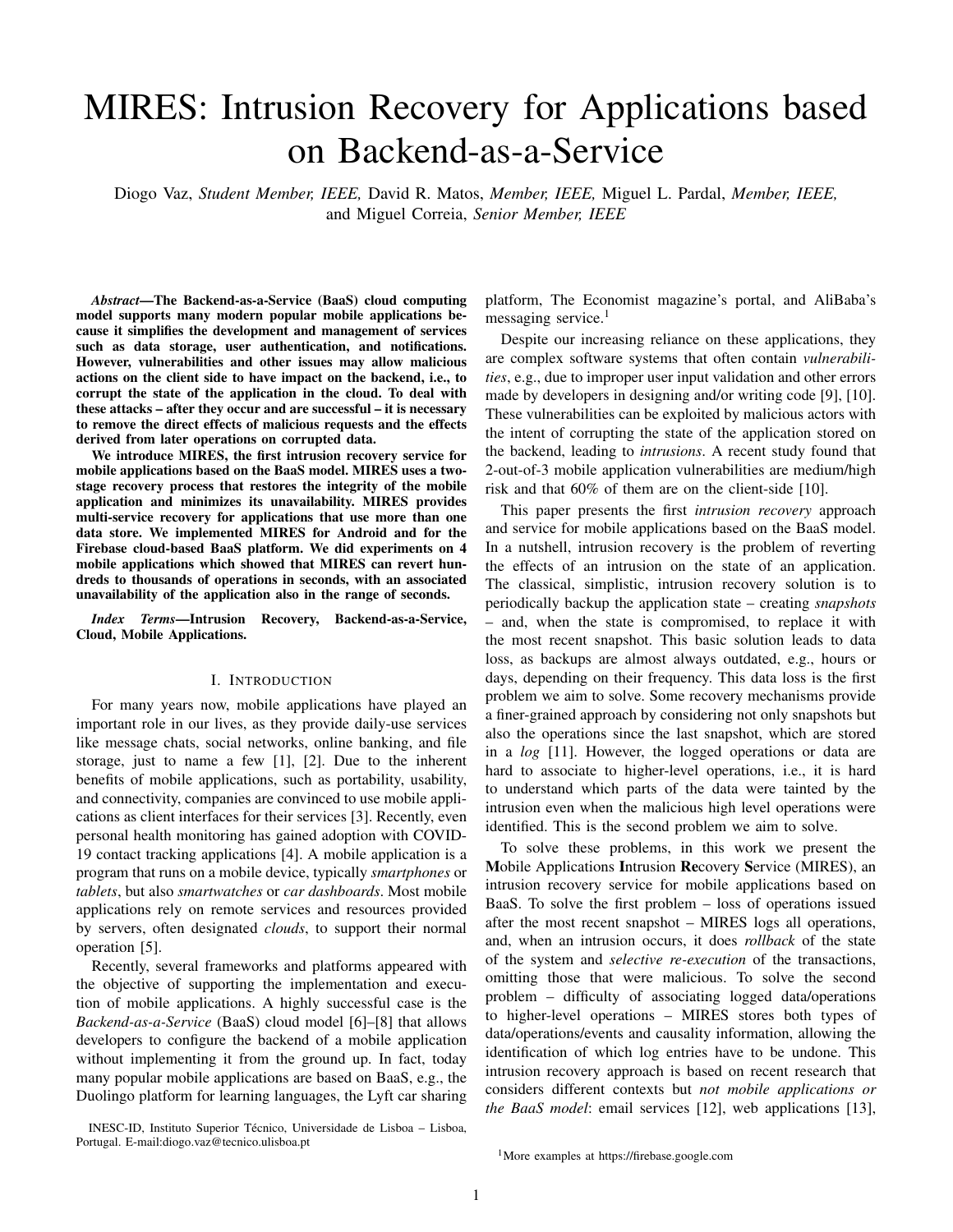# MIRES: Intrusion Recovery for Applications based on Backend-as-a-Service

Diogo Vaz, *Student Member, IEEE,* David R. Matos, *Member, IEEE,* Miguel L. Pardal, *Member, IEEE,* and Miguel Correia, *Senior Member, IEEE*

***Abstract*—The Backend-as-a-Service (BaaS) cloud computing model supports many modern popular mobile applications because it simplifies the development and management of services such as data storage, user authentication, and notifications. However, vulnerabilities and other issues may allow malicious actions on the client side to have impact on the backend, i.e., to corrupt the state of the application in the cloud. To deal with these attacks – after they occur and are successful – it is necessary to remove the direct effects of malicious requests and the effects derived from later operations on corrupted data.**

**We introduce MIRES, the first intrusion recovery service for mobile applications based on the BaaS model. MIRES uses a two-stage recovery process that restores the integrity of the mobile application and minimizes its unavailability. MIRES provides multi-service recovery for applications that use more than one data store. We implemented MIRES for Android and for the Firebase cloud-based BaaS platform. We did experiments on 4 mobile applications which showed that MIRES can revert hundreds to thousands of operations in seconds, with an associated unavailability of the application also in the range of seconds.**

***Index Terms*—Intrusion Recovery, Backend-as-a-Service, Cloud, Mobile Applications.**

## I. Introduction

For many years now, mobile applications have played an important role in our lives, as they provide daily-use services like message chats, social networks, online banking, and file storage, just to name a few [1], [2]. Due to the inherent benefits of mobile applications, such as portability, usability, and connectivity, companies are convinced to use mobile applications as client interfaces for their services [3]. Recently, even personal health monitoring has gained adoption with COVID-19 contact tracking applications [4]. A mobile application is a program that runs on a mobile device, typically *smartphones* or *tablets*, but also *smartwatches* or *car dashboards*. Most mobile applications rely on remote services and resources provided by servers, often designated *clouds*, to support their normal operation [5].

Recently, several frameworks and platforms appeared with the objective of supporting the implementation and execution of mobile applications. A highly successful case is the *Backend-as-a-Service* (BaaS) cloud model [6]–[8] that allows developers to configure the backend of a mobile application without implementing it from the ground up. In fact, today many popular mobile applications are based on BaaS, e.g., the Duolingo platform for learning languages, the Lyft car sharing platform, The Economist magazine's portal, and AliBaba's messaging service.[1]

Despite our increasing reliance on these applications, they are complex software systems that often contain *vulnerabilities*, e.g., due to improper user input validation and other errors made by developers in designing and/or writing code [9], [10]. These vulnerabilities can be exploited by malicious actors with the intent of corrupting the state of the application stored on the backend, leading to *intrusions*. A recent study found that 2-out-of-3 mobile application vulnerabilities are medium/high risk and that 60% of them are on the client-side [10].

This paper presents the first *intrusion recovery* approach and service for mobile applications based on the BaaS model. In a nutshell, intrusion recovery is the problem of reverting the effects of an intrusion on the state of an application. The classical, simplistic, intrusion recovery solution is to periodically backup the application state – creating *snapshots* – and, when the state is compromised, to replace it with the most recent snapshot. This basic solution leads to data loss, as backups are almost always outdated, e.g., hours or days, depending on their frequency. This data loss is the first problem we aim to solve. Some recovery mechanisms provide a finer-grained approach by considering not only snapshots but also the operations since the last snapshot, which are stored in a *log* [11]. However, the logged operations or data are hard to associate to higher-level operations, i.e., it is hard to understand which parts of the data were tainted by the intrusion even when the malicious high level operations were identified. This is the second problem we aim to solve.

To solve these problems, in this work we present the **M**obile Applications **I**ntrusion **Re**covery **S**ervice (MIRES), an intrusion recovery service for mobile applications based on BaaS. To solve the first problem – loss of operations issued after the most recent snapshot – MIRES logs all operations, and, when an intrusion occurs, it does *rollback* of the state of the system and *selective re-execution* of the transactions, omitting those that were malicious. To solve the second problem – difficulty of associating logged data/operations to higher-level operations – MIRES stores both types of data/operations/events and causality information, allowing the identification of which log entries have to be undone. This intrusion recovery approach is based on recent research that considers different contexts but *not mobile applications or the BaaS model*: email services [12], web applications [13],

INESC-ID, Instituto Superior Técnico, Universidade de Lisboa – Lisboa, Portugal. E-mail:diogo.vaz@tecnico.ulisboa.pt

[1] More examples at https://firebase.google.com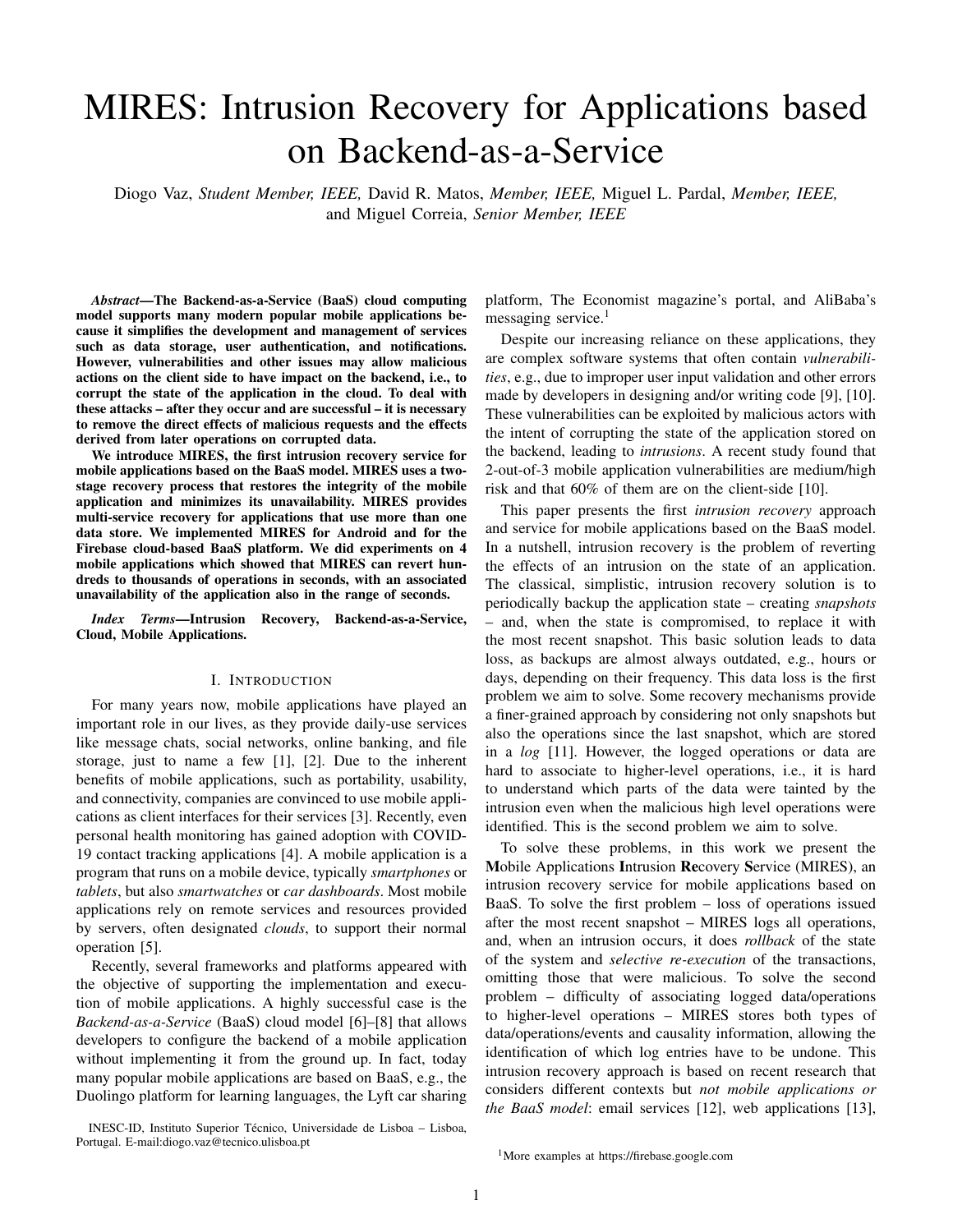# MIRES: Intrusion Recovery for Applications based on Backend-as-a-Service

Diogo Vaz, *Student Member, IEEE,* David R. Matos, *Member, IEEE,* Miguel L. Pardal, *Member, IEEE,* and Miguel Correia, *Senior Member, IEEE*

***Abstract*—The Backend-as-a-Service (BaaS) cloud computing model supports many modern popular mobile applications because it simplifies the development and management of services such as data storage, user authentication, and notifications. However, vulnerabilities and other issues may allow malicious actions on the client side to have impact on the backend, i.e., to corrupt the state of the application in the cloud. To deal with these attacks – after they occur and are successful – it is necessary to remove the direct effects of malicious requests and the effects derived from later operations on corrupted data.**

**We introduce MIRES, the first intrusion recovery service for mobile applications based on the BaaS model. MIRES uses a two-stage recovery process that restores the integrity of the mobile application and minimizes its unavailability. MIRES provides multi-service recovery for applications that use more than one data store. We implemented MIRES for Android and for the Firebase cloud-based BaaS platform. We did experiments on 4 mobile applications which showed that MIRES can revert hundreds to thousands of operations in seconds, with an associated unavailability of the application also in the range of seconds.**

***Index Terms*—Intrusion Recovery, Backend-as-a-Service, Cloud, Mobile Applications.**

## I. Introduction

For many years now, mobile applications have played an important role in our lives, as they provide daily-use services like message chats, social networks, online banking, and file storage, just to name a few [1], [2]. Due to the inherent benefits of mobile applications, such as portability, usability, and connectivity, companies are convinced to use mobile applications as client interfaces for their services [3]. Recently, even personal health monitoring has gained adoption with COVID-19 contact tracking applications [4]. A mobile application is a program that runs on a mobile device, typically *smartphones* or *tablets*, but also *smartwatches* or *car dashboards*. Most mobile applications rely on remote services and resources provided by servers, often designated *clouds*, to support their normal operation [5].

Recently, several frameworks and platforms appeared with the objective of supporting the implementation and execution of mobile applications. A highly successful case is the *Backend-as-a-Service* (BaaS) cloud model [6]–[8] that allows developers to configure the backend of a mobile application without implementing it from the ground up. In fact, today many popular mobile applications are based on BaaS, e.g., the Duolingo platform for learning languages, the Lyft car sharing platform, The Economist magazine's portal, and AliBaba's messaging service.[1]

Despite our increasing reliance on these applications, they are complex software systems that often contain *vulnerabilities*, e.g., due to improper user input validation and other errors made by developers in designing and/or writing code [9], [10]. These vulnerabilities can be exploited by malicious actors with the intent of corrupting the state of the application stored on the backend, leading to *intrusions*. A recent study found that 2-out-of-3 mobile application vulnerabilities are medium/high risk and that 60% of them are on the client-side [10].

This paper presents the first *intrusion recovery* approach and service for mobile applications based on the BaaS model. In a nutshell, intrusion recovery is the problem of reverting the effects of an intrusion on the state of an application. The classical, simplistic, intrusion recovery solution is to periodically backup the application state – creating *snapshots* – and, when the state is compromised, to replace it with the most recent snapshot. This basic solution leads to data loss, as backups are almost always outdated, e.g., hours or days, depending on their frequency. This data loss is the first problem we aim to solve. Some recovery mechanisms provide a finer-grained approach by considering not only snapshots but also the operations since the last snapshot, which are stored in a *log* [11]. However, the logged operations or data are hard to associate to higher-level operations, i.e., it is hard to understand which parts of the data were tainted by the intrusion even when the malicious high level operations were identified. This is the second problem we aim to solve.

To solve these problems, in this work we present the **M**obile Applications **I**ntrusion **Re**covery **S**ervice (MIRES), an intrusion recovery service for mobile applications based on BaaS. To solve the first problem – loss of operations issued after the most recent snapshot – MIRES logs all operations, and, when an intrusion occurs, it does *rollback* of the state of the system and *selective re-execution* of the transactions, omitting those that were malicious. To solve the second problem – difficulty of associating logged data/operations to higher-level operations – MIRES stores both types of data/operations/events and causality information, allowing the identification of which log entries have to be undone. This intrusion recovery approach is based on recent research that considers different contexts but *not mobile applications or the BaaS model*: email services [12], web applications [13],

INESC-ID, Instituto Superior Técnico, Universidade de Lisboa – Lisboa, Portugal. E-mail:diogo.vaz@tecnico.ulisboa.pt

[1] More examples at https://firebase.google.com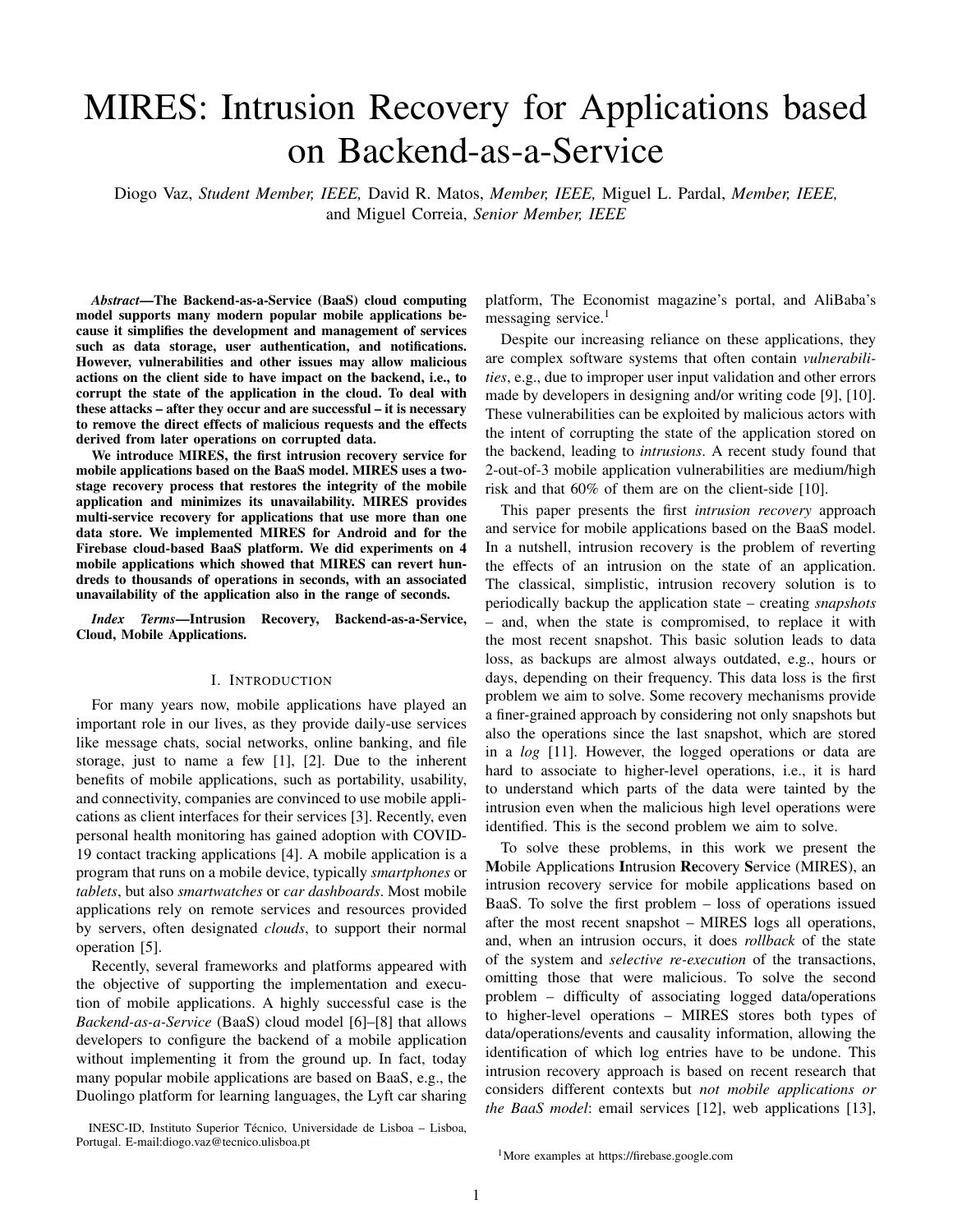# MIRES: Intrusion Recovery for Applications based on Backend-as-a-Service

Diogo Vaz, *Student Member, IEEE,* David R. Matos, *Member, IEEE,* Miguel L. Pardal, *Member, IEEE,* and Miguel Correia, *Senior Member, IEEE*

***Abstract*—The Backend-as-a-Service (BaaS) cloud computing model supports many modern popular mobile applications because it simplifies the development and management of services such as data storage, user authentication, and notifications. However, vulnerabilities and other issues may allow malicious actions on the client side to have impact on the backend, i.e., to corrupt the state of the application in the cloud. To deal with these attacks – after they occur and are successful – it is necessary to remove the direct effects of malicious requests and the effects derived from later operations on corrupted data.**

**We introduce MIRES, the first intrusion recovery service for mobile applications based on the BaaS model. MIRES uses a two-stage recovery process that restores the integrity of the mobile application and minimizes its unavailability. MIRES provides multi-service recovery for applications that use more than one data store. We implemented MIRES for Android and for the Firebase cloud-based BaaS platform. We did experiments on 4 mobile applications which showed that MIRES can revert hundreds to thousands of operations in seconds, with an associated unavailability of the application also in the range of seconds.**

***Index Terms*—Intrusion Recovery, Backend-as-a-Service, Cloud, Mobile Applications.**

## I. Introduction

For many years now, mobile applications have played an important role in our lives, as they provide daily-use services like message chats, social networks, online banking, and file storage, just to name a few [1], [2]. Due to the inherent benefits of mobile applications, such as portability, usability, and connectivity, companies are convinced to use mobile applications as client interfaces for their services [3]. Recently, even personal health monitoring has gained adoption with COVID-19 contact tracking applications [4]. A mobile application is a program that runs on a mobile device, typically *smartphones* or *tablets*, but also *smartwatches* or *car dashboards*. Most mobile applications rely on remote services and resources provided by servers, often designated *clouds*, to support their normal operation [5].

Recently, several frameworks and platforms appeared with the objective of supporting the implementation and execution of mobile applications. A highly successful case is the *Backend-as-a-Service* (BaaS) cloud model [6]–[8] that allows developers to configure the backend of a mobile application without implementing it from the ground up. In fact, today many popular mobile applications are based on BaaS, e.g., the Duolingo platform for learning languages, the Lyft car sharing platform, The Economist magazine's portal, and AliBaba's messaging service.[1]

Despite our increasing reliance on these applications, they are complex software systems that often contain *vulnerabilities*, e.g., due to improper user input validation and other errors made by developers in designing and/or writing code [9], [10]. These vulnerabilities can be exploited by malicious actors with the intent of corrupting the state of the application stored on the backend, leading to *intrusions*. A recent study found that 2-out-of-3 mobile application vulnerabilities are medium/high risk and that 60% of them are on the client-side [10].

This paper presents the first *intrusion recovery* approach and service for mobile applications based on the BaaS model. In a nutshell, intrusion recovery is the problem of reverting the effects of an intrusion on the state of an application. The classical, simplistic, intrusion recovery solution is to periodically backup the application state – creating *snapshots* – and, when the state is compromised, to replace it with the most recent snapshot. This basic solution leads to data loss, as backups are almost always outdated, e.g., hours or days, depending on their frequency. This data loss is the first problem we aim to solve. Some recovery mechanisms provide a finer-grained approach by considering not only snapshots but also the operations since the last snapshot, which are stored in a *log* [11]. However, the logged operations or data are hard to associate to higher-level operations, i.e., it is hard to understand which parts of the data were tainted by the intrusion even when the malicious high level operations were identified. This is the second problem we aim to solve.

To solve these problems, in this work we present the **M**obile Applications **I**ntrusion **Re**covery **S**ervice (MIRES), an intrusion recovery service for mobile applications based on BaaS. To solve the first problem – loss of operations issued after the most recent snapshot – MIRES logs all operations, and, when an intrusion occurs, it does *rollback* of the state of the system and *selective re-execution* of the transactions, omitting those that were malicious. To solve the second problem – difficulty of associating logged data/operations to higher-level operations – MIRES stores both types of data/operations/events and causality information, allowing the identification of which log entries have to be undone. This intrusion recovery approach is based on recent research that considers different contexts but *not mobile applications or the BaaS model*: email services [12], web applications [13],

INESC-ID, Instituto Superior Técnico, Universidade de Lisboa – Lisboa, Portugal. E-mail:diogo.vaz@tecnico.ulisboa.pt

[1] More examples at https://firebase.google.com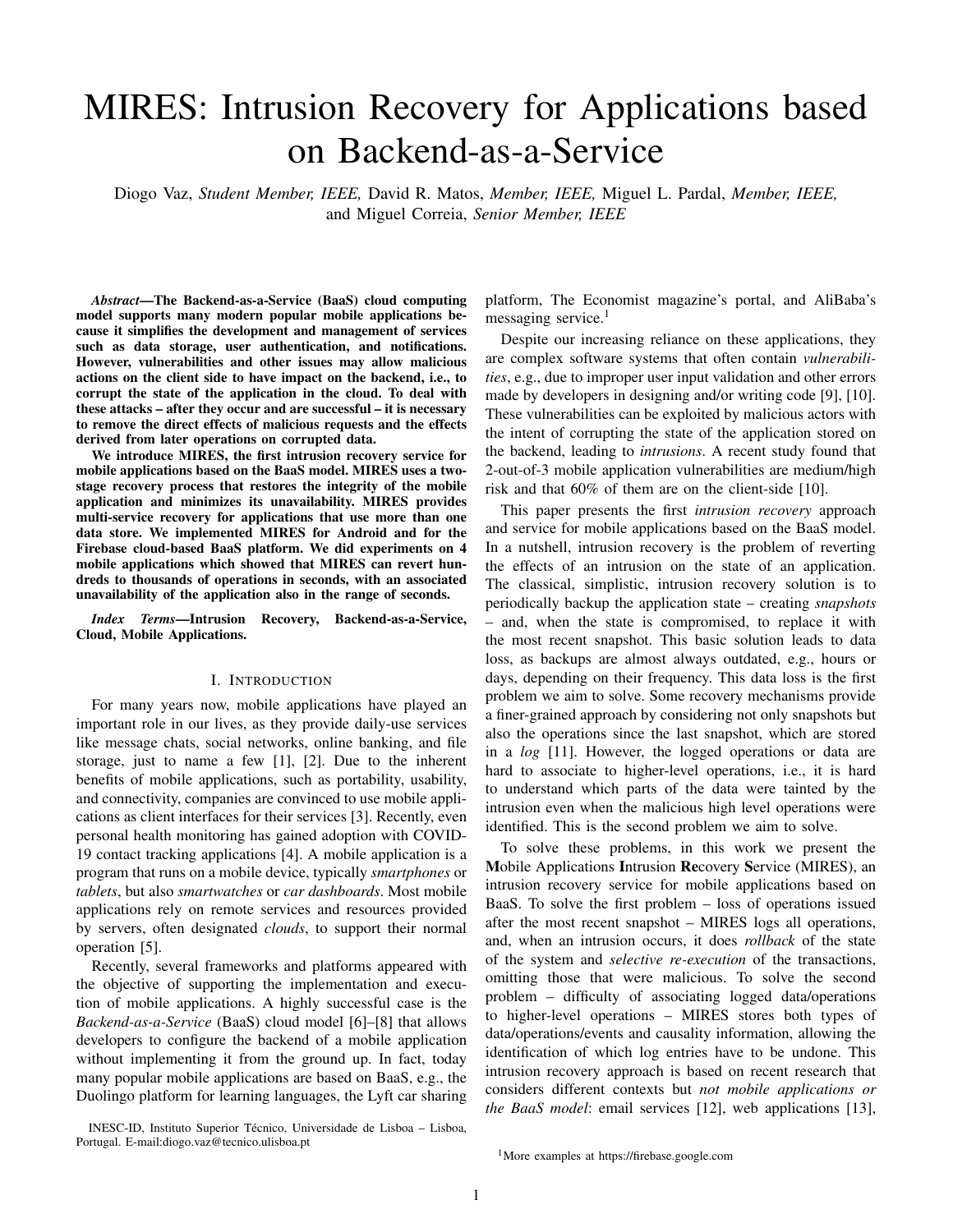# MIRES: Intrusion Recovery for Applications based on Backend-as-a-Service

Diogo Vaz, *Student Member, IEEE,* David R. Matos, *Member, IEEE,* Miguel L. Pardal, *Member, IEEE,* and Miguel Correia, *Senior Member, IEEE*

***Abstract*—The Backend-as-a-Service (BaaS) cloud computing model supports many modern popular mobile applications because it simplifies the development and management of services such as data storage, user authentication, and notifications. However, vulnerabilities and other issues may allow malicious actions on the client side to have impact on the backend, i.e., to corrupt the state of the application in the cloud. To deal with these attacks – after they occur and are successful – it is necessary to remove the direct effects of malicious requests and the effects derived from later operations on corrupted data.**

**We introduce MIRES, the first intrusion recovery service for mobile applications based on the BaaS model. MIRES uses a two-stage recovery process that restores the integrity of the mobile application and minimizes its unavailability. MIRES provides multi-service recovery for applications that use more than one data store. We implemented MIRES for Android and for the Firebase cloud-based BaaS platform. We did experiments on 4 mobile applications which showed that MIRES can revert hundreds to thousands of operations in seconds, with an associated unavailability of the application also in the range of seconds.**

***Index Terms*—Intrusion Recovery, Backend-as-a-Service, Cloud, Mobile Applications.**

## I. Introduction

For many years now, mobile applications have played an important role in our lives, as they provide daily-use services like message chats, social networks, online banking, and file storage, just to name a few [1], [2]. Due to the inherent benefits of mobile applications, such as portability, usability, and connectivity, companies are convinced to use mobile applications as client interfaces for their services [3]. Recently, even personal health monitoring has gained adoption with COVID-19 contact tracking applications [4]. A mobile application is a program that runs on a mobile device, typically *smartphones* or *tablets*, but also *smartwatches* or *car dashboards*. Most mobile applications rely on remote services and resources provided by servers, often designated *clouds*, to support their normal operation [5].

Recently, several frameworks and platforms appeared with the objective of supporting the implementation and execution of mobile applications. A highly successful case is the *Backend-as-a-Service* (BaaS) cloud model [6]–[8] that allows developers to configure the backend of a mobile application without implementing it from the ground up. In fact, today many popular mobile applications are based on BaaS, e.g., the Duolingo platform for learning languages, the Lyft car sharing platform, The Economist magazine's portal, and AliBaba's messaging service.[1]

Despite our increasing reliance on these applications, they are complex software systems that often contain *vulnerabilities*, e.g., due to improper user input validation and other errors made by developers in designing and/or writing code [9], [10]. These vulnerabilities can be exploited by malicious actors with the intent of corrupting the state of the application stored on the backend, leading to *intrusions*. A recent study found that 2-out-of-3 mobile application vulnerabilities are medium/high risk and that 60% of them are on the client-side [10].

This paper presents the first *intrusion recovery* approach and service for mobile applications based on the BaaS model. In a nutshell, intrusion recovery is the problem of reverting the effects of an intrusion on the state of an application. The classical, simplistic, intrusion recovery solution is to periodically backup the application state – creating *snapshots* – and, when the state is compromised, to replace it with the most recent snapshot. This basic solution leads to data loss, as backups are almost always outdated, e.g., hours or days, depending on their frequency. This data loss is the first problem we aim to solve. Some recovery mechanisms provide a finer-grained approach by considering not only snapshots but also the operations since the last snapshot, which are stored in a *log* [11]. However, the logged operations or data are hard to associate to higher-level operations, i.e., it is hard to understand which parts of the data were tainted by the intrusion even when the malicious high level operations were identified. This is the second problem we aim to solve.

To solve these problems, in this work we present the **M**obile Applications **I**ntrusion **Re**covery **S**ervice (MIRES), an intrusion recovery service for mobile applications based on BaaS. To solve the first problem – loss of operations issued after the most recent snapshot – MIRES logs all operations, and, when an intrusion occurs, it does *rollback* of the state of the system and *selective re-execution* of the transactions, omitting those that were malicious. To solve the second problem – difficulty of associating logged data/operations to higher-level operations – MIRES stores both types of data/operations/events and causality information, allowing the identification of which log entries have to be undone. This intrusion recovery approach is based on recent research that considers different contexts but *not mobile applications or the BaaS model*: email services [12], web applications [13],

INESC-ID, Instituto Superior Técnico, Universidade de Lisboa – Lisboa, Portugal. E-mail:diogo.vaz@tecnico.ulisboa.pt

[1] More examples at https://firebase.google.com